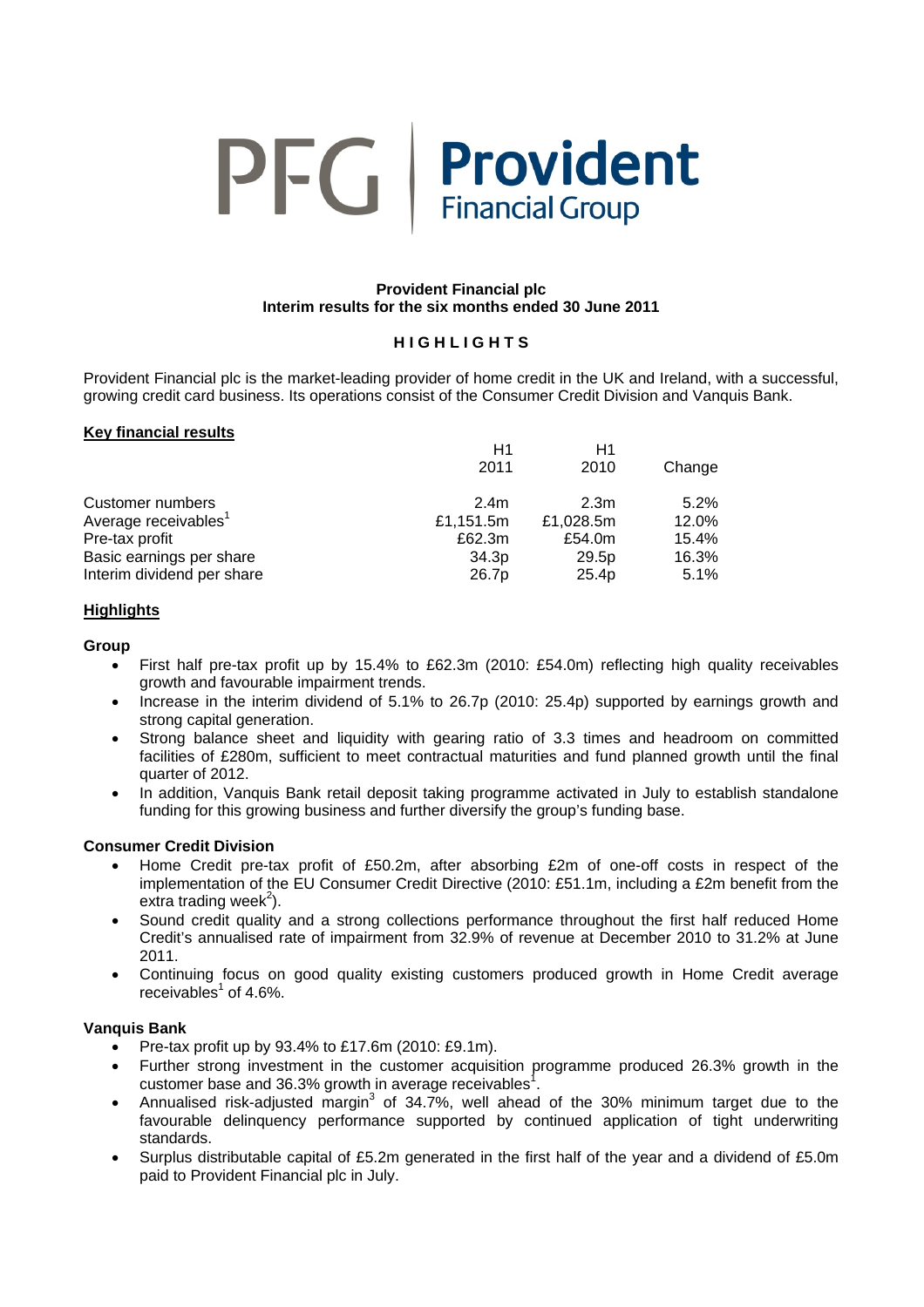PFG | **Provident** Financial Group

**Provident Financial plc**
**Interim results for the six months ended 30 June 2011**

**H I G H L I G H T S**

Provident Financial plc is the market-leading provider of home credit in the UK and Ireland, with a successful, growing credit card business. Its operations consist of the Consumer Credit Division and Vanquis Bank.

**Key financial results**

| | H1 2011 | H1 2010 | Change |
|---|---|---|---|
| Customer numbers | 2.4m | 2.3m | 5.2% |
| Average receivables[1] | £1,151.5m | £1,028.5m | 12.0% |
| Pre-tax profit | £62.3m | £54.0m | 15.4% |
| Basic earnings per share | 34.3p | 29.5p | 16.3% |
| Interim dividend per share | 26.7p | 25.4p | 5.1% |

**Highlights**

**Group**

- First half pre-tax profit up by 15.4% to £62.3m (2010: £54.0m) reflecting high quality receivables growth and favourable impairment trends.
- Increase in the interim dividend of 5.1% to 26.7p (2010: 25.4p) supported by earnings growth and strong capital generation.
- Strong balance sheet and liquidity with gearing ratio of 3.3 times and headroom on committed facilities of £280m, sufficient to meet contractual maturities and fund planned growth until the final quarter of 2012.
- In addition, Vanquis Bank retail deposit taking programme activated in July to establish standalone funding for this growing business and further diversify the group's funding base.

**Consumer Credit Division**

- Home Credit pre-tax profit of £50.2m, after absorbing £2m of one-off costs in respect of the implementation of the EU Consumer Credit Directive (2010: £51.1m, including a £2m benefit from the extra trading week[2]).
- Sound credit quality and a strong collections performance throughout the first half reduced Home Credit's annualised rate of impairment from 32.9% of revenue at December 2010 to 31.2% at June 2011.
- Continuing focus on good quality existing customers produced growth in Home Credit average receivables[1] of 4.6%.

**Vanquis Bank**

- Pre-tax profit up by 93.4% to £17.6m (2010: £9.1m).
- Further strong investment in the customer acquisition programme produced 26.3% growth in the customer base and 36.3% growth in average receivables[1].
- Annualised risk-adjusted margin[3] of 34.7%, well ahead of the 30% minimum target due to the favourable delinquency performance supported by continued application of tight underwriting standards.
- Surplus distributable capital of £5.2m generated in the first half of the year and a dividend of £5.0m paid to Provident Financial plc in July.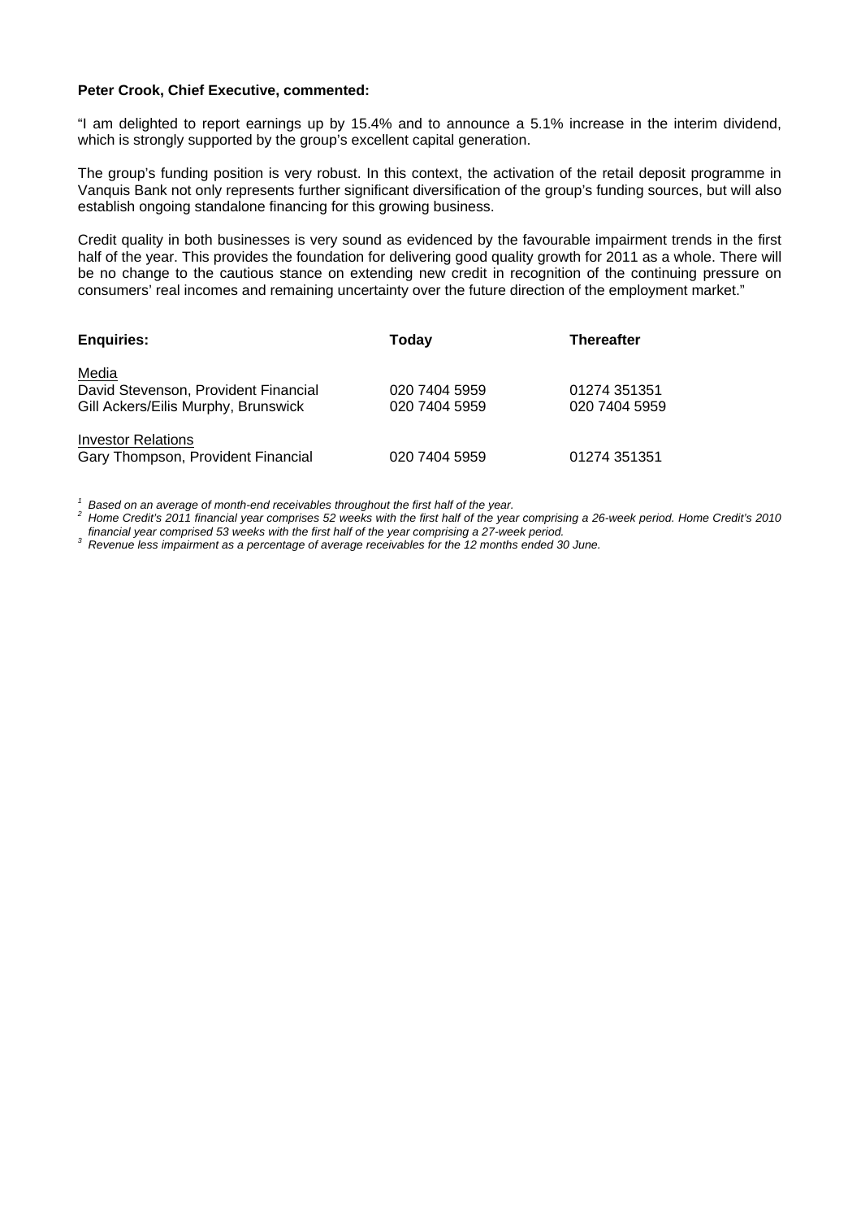**Peter Crook, Chief Executive, commented:**

"I am delighted to report earnings up by 15.4% and to announce a 5.1% increase in the interim dividend, which is strongly supported by the group's excellent capital generation.

The group's funding position is very robust. In this context, the activation of the retail deposit programme in Vanquis Bank not only represents further significant diversification of the group's funding sources, but will also establish ongoing standalone financing for this growing business.

Credit quality in both businesses is very sound as evidenced by the favourable impairment trends in the first half of the year. This provides the foundation for delivering good quality growth for 2011 as a whole. There will be no change to the cautious stance on extending new credit in recognition of the continuing pressure on consumers' real incomes and remaining uncertainty over the future direction of the employment market."

| **Enquiries:** | **Today** | **Thereafter** |
| --- | --- | --- |
| Media | | |
| David Stevenson, Provident Financial | 020 7404 5959 | 01274 351351 |
| Gill Ackers/Eilis Murphy, Brunswick | 020 7404 5959 | 020 7404 5959 |
| Investor Relations | | |
| Gary Thompson, Provident Financial | 020 7404 5959 | 01274 351351 |

[1] *Based on an average of month-end receivables throughout the first half of the year.*
[2] *Home Credit's 2011 financial year comprises 52 weeks with the first half of the year comprising a 26-week period. Home Credit's 2010 financial year comprised 53 weeks with the first half of the year comprising a 27-week period.*
[3] *Revenue less impairment as a percentage of average receivables for the 12 months ended 30 June.*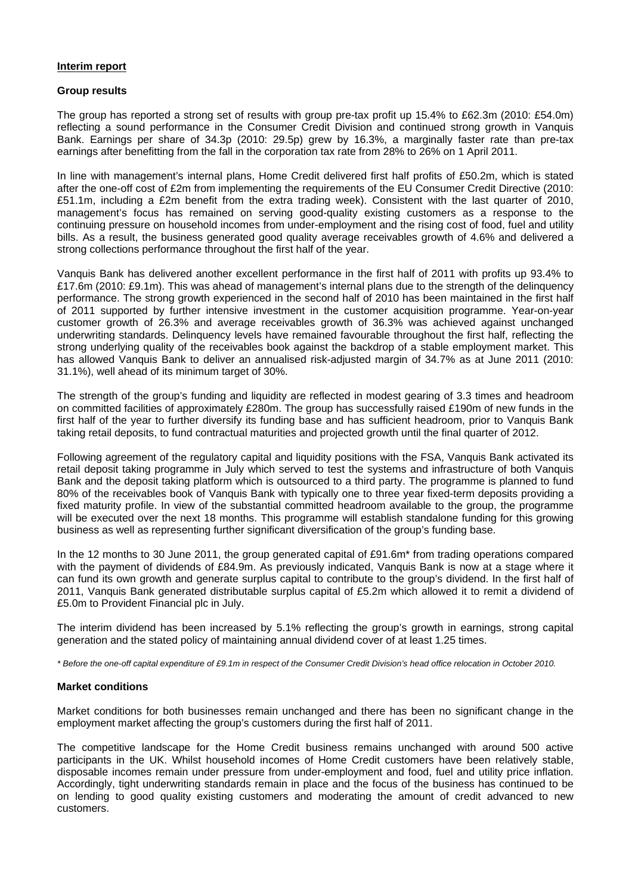## Interim report

### Group results

The group has reported a strong set of results with group pre-tax profit up 15.4% to £62.3m (2010: £54.0m) reflecting a sound performance in the Consumer Credit Division and continued strong growth in Vanquis Bank. Earnings per share of 34.3p (2010: 29.5p) grew by 16.3%, a marginally faster rate than pre-tax earnings after benefitting from the fall in the corporation tax rate from 28% to 26% on 1 April 2011.

In line with management's internal plans, Home Credit delivered first half profits of £50.2m, which is stated after the one-off cost of £2m from implementing the requirements of the EU Consumer Credit Directive (2010: £51.1m, including a £2m benefit from the extra trading week). Consistent with the last quarter of 2010, management's focus has remained on serving good-quality existing customers as a response to the continuing pressure on household incomes from under-employment and the rising cost of food, fuel and utility bills. As a result, the business generated good quality average receivables growth of 4.6% and delivered a strong collections performance throughout the first half of the year.

Vanquis Bank has delivered another excellent performance in the first half of 2011 with profits up 93.4% to £17.6m (2010: £9.1m). This was ahead of management's internal plans due to the strength of the delinquency performance. The strong growth experienced in the second half of 2010 has been maintained in the first half of 2011 supported by further intensive investment in the customer acquisition programme. Year-on-year customer growth of 26.3% and average receivables growth of 36.3% was achieved against unchanged underwriting standards. Delinquency levels have remained favourable throughout the first half, reflecting the strong underlying quality of the receivables book against the backdrop of a stable employment market. This has allowed Vanquis Bank to deliver an annualised risk-adjusted margin of 34.7% as at June 2011 (2010: 31.1%), well ahead of its minimum target of 30%.

The strength of the group's funding and liquidity are reflected in modest gearing of 3.3 times and headroom on committed facilities of approximately £280m. The group has successfully raised £190m of new funds in the first half of the year to further diversify its funding base and has sufficient headroom, prior to Vanquis Bank taking retail deposits, to fund contractual maturities and projected growth until the final quarter of 2012.

Following agreement of the regulatory capital and liquidity positions with the FSA, Vanquis Bank activated its retail deposit taking programme in July which served to test the systems and infrastructure of both Vanquis Bank and the deposit taking platform which is outsourced to a third party. The programme is planned to fund 80% of the receivables book of Vanquis Bank with typically one to three year fixed-term deposits providing a fixed maturity profile. In view of the substantial committed headroom available to the group, the programme will be executed over the next 18 months. This programme will establish standalone funding for this growing business as well as representing further significant diversification of the group's funding base.

In the 12 months to 30 June 2011, the group generated capital of £91.6m* from trading operations compared with the payment of dividends of £84.9m. As previously indicated, Vanquis Bank is now at a stage where it can fund its own growth and generate surplus capital to contribute to the group's dividend. In the first half of 2011, Vanquis Bank generated distributable surplus capital of £5.2m which allowed it to remit a dividend of £5.0m to Provident Financial plc in July.

The interim dividend has been increased by 5.1% reflecting the group's growth in earnings, strong capital generation and the stated policy of maintaining annual dividend cover of at least 1.25 times.

*\* Before the one-off capital expenditure of £9.1m in respect of the Consumer Credit Division's head office relocation in October 2010.*

### Market conditions

Market conditions for both businesses remain unchanged and there has been no significant change in the employment market affecting the group's customers during the first half of 2011.

The competitive landscape for the Home Credit business remains unchanged with around 500 active participants in the UK. Whilst household incomes of Home Credit customers have been relatively stable, disposable incomes remain under pressure from under-employment and food, fuel and utility price inflation. Accordingly, tight underwriting standards remain in place and the focus of the business has continued to be on lending to good quality existing customers and moderating the amount of credit advanced to new customers.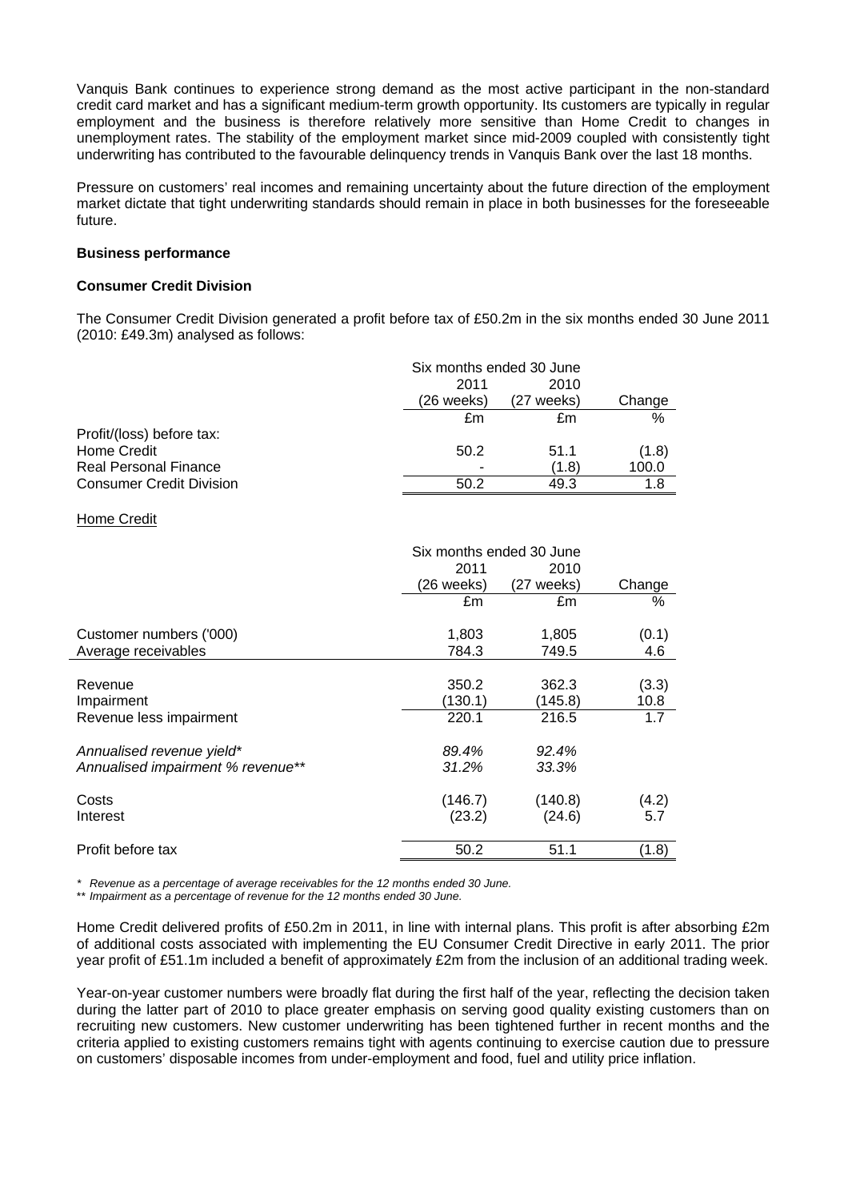Vanquis Bank continues to experience strong demand as the most active participant in the non-standard credit card market and has a significant medium-term growth opportunity. Its customers are typically in regular employment and the business is therefore relatively more sensitive than Home Credit to changes in unemployment rates. The stability of the employment market since mid-2009 coupled with consistently tight underwriting has contributed to the favourable delinquency trends in Vanquis Bank over the last 18 months.

Pressure on customers' real incomes and remaining uncertainty about the future direction of the employment market dictate that tight underwriting standards should remain in place in both businesses for the foreseeable future.

**Business performance**

**Consumer Credit Division**

The Consumer Credit Division generated a profit before tax of £50.2m in the six months ended 30 June 2011 (2010: £49.3m) analysed as follows:

| | Six months ended 30 June | | |
|---|---|---|---|
| | 2011 (26 weeks) | 2010 (27 weeks) | Change |
| | £m | £m | % |
| Profit/(loss) before tax: | | | |
| Home Credit | 50.2 | 51.1 | (1.8) |
| Real Personal Finance | - | (1.8) | 100.0 |
| Consumer Credit Division | 50.2 | 49.3 | 1.8 |

Home Credit

| | Six months ended 30 June | | |
|---|---|---|---|
| | 2011 (26 weeks) | 2010 (27 weeks) | Change |
| | £m | £m | % |
| Customer numbers ('000) | 1,803 | 1,805 | (0.1) |
| Average receivables | 784.3 | 749.5 | 4.6 |
| Revenue | 350.2 | 362.3 | (3.3) |
| Impairment | (130.1) | (145.8) | 10.8 |
| Revenue less impairment | 220.1 | 216.5 | 1.7 |
| *Annualised revenue yield** | *89.4%* | *92.4%* | |
| *Annualised impairment % revenue*** | *31.2%* | *33.3%* | |
| Costs | (146.7) | (140.8) | (4.2) |
| Interest | (23.2) | (24.6) | 5.7 |
| Profit before tax | 50.2 | 51.1 | (1.8) |

*\* Revenue as a percentage of average receivables for the 12 months ended 30 June.*
*\*\* Impairment as a percentage of revenue for the 12 months ended 30 June.*

Home Credit delivered profits of £50.2m in 2011, in line with internal plans. This profit is after absorbing £2m of additional costs associated with implementing the EU Consumer Credit Directive in early 2011. The prior year profit of £51.1m included a benefit of approximately £2m from the inclusion of an additional trading week.

Year-on-year customer numbers were broadly flat during the first half of the year, reflecting the decision taken during the latter part of 2010 to place greater emphasis on serving good quality existing customers than on recruiting new customers. New customer underwriting has been tightened further in recent months and the criteria applied to existing customers remains tight with agents continuing to exercise caution due to pressure on customers' disposable incomes from under-employment and food, fuel and utility price inflation.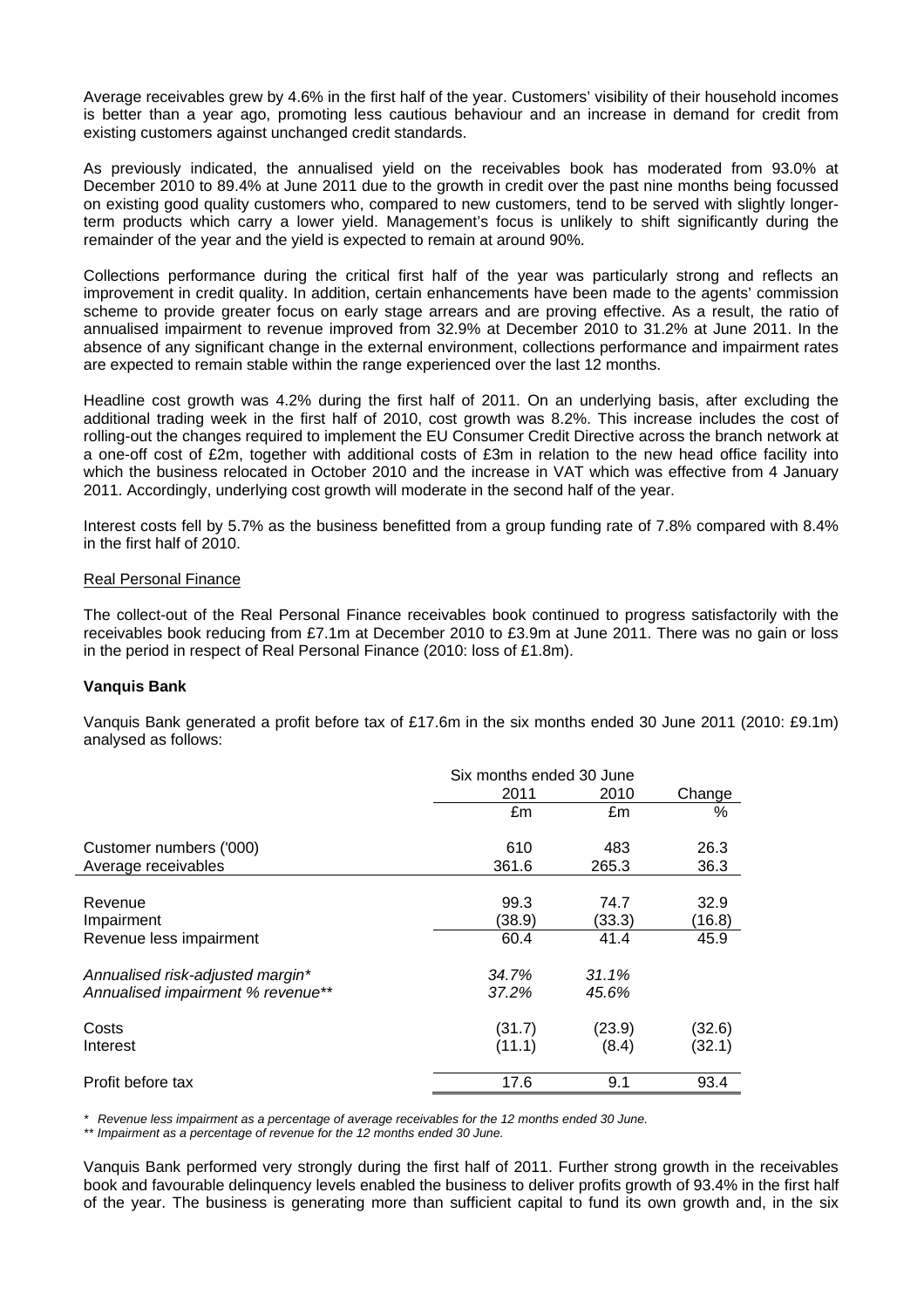Average receivables grew by 4.6% in the first half of the year. Customers' visibility of their household incomes is better than a year ago, promoting less cautious behaviour and an increase in demand for credit from existing customers against unchanged credit standards.

As previously indicated, the annualised yield on the receivables book has moderated from 93.0% at December 2010 to 89.4% at June 2011 due to the growth in credit over the past nine months being focussed on existing good quality customers who, compared to new customers, tend to be served with slightly longer-term products which carry a lower yield. Management's focus is unlikely to shift significantly during the remainder of the year and the yield is expected to remain at around 90%.

Collections performance during the critical first half of the year was particularly strong and reflects an improvement in credit quality. In addition, certain enhancements have been made to the agents' commission scheme to provide greater focus on early stage arrears and are proving effective. As a result, the ratio of annualised impairment to revenue improved from 32.9% at December 2010 to 31.2% at June 2011. In the absence of any significant change in the external environment, collections performance and impairment rates are expected to remain stable within the range experienced over the last 12 months.

Headline cost growth was 4.2% during the first half of 2011. On an underlying basis, after excluding the additional trading week in the first half of 2010, cost growth was 8.2%. This increase includes the cost of rolling-out the changes required to implement the EU Consumer Credit Directive across the branch network at a one-off cost of £2m, together with additional costs of £3m in relation to the new head office facility into which the business relocated in October 2010 and the increase in VAT which was effective from 4 January 2011. Accordingly, underlying cost growth will moderate in the second half of the year.

Interest costs fell by 5.7% as the business benefitted from a group funding rate of 7.8% compared with 8.4% in the first half of 2010.

Real Personal Finance

The collect-out of the Real Personal Finance receivables book continued to progress satisfactorily with the receivables book reducing from £7.1m at December 2010 to £3.9m at June 2011. There was no gain or loss in the period in respect of Real Personal Finance (2010: loss of £1.8m).

**Vanquis Bank**

Vanquis Bank generated a profit before tax of £17.6m in the six months ended 30 June 2011 (2010: £9.1m) analysed as follows:

| | Six months ended 30 June | | |
|---|---|---|---|
| | 2011 | 2010 | Change |
| | £m | £m | % |
| Customer numbers ('000) | 610 | 483 | 26.3 |
| Average receivables | 361.6 | 265.3 | 36.3 |
| Revenue | 99.3 | 74.7 | 32.9 |
| Impairment | (38.9) | (33.3) | (16.8) |
| Revenue less impairment | 60.4 | 41.4 | 45.9 |
| *Annualised risk-adjusted margin** | *34.7%* | *31.1%* | |
| *Annualised impairment % revenue*** | *37.2%* | *45.6%* | |
| Costs | (31.7) | (23.9) | (32.6) |
| Interest | (11.1) | (8.4) | (32.1) |
| Profit before tax | 17.6 | 9.1 | 93.4 |

*\* Revenue less impairment as a percentage of average receivables for the 12 months ended 30 June.*

*\*\* Impairment as a percentage of revenue for the 12 months ended 30 June.*

Vanquis Bank performed very strongly during the first half of 2011. Further strong growth in the receivables book and favourable delinquency levels enabled the business to deliver profits growth of 93.4% in the first half of the year. The business is generating more than sufficient capital to fund its own growth and, in the six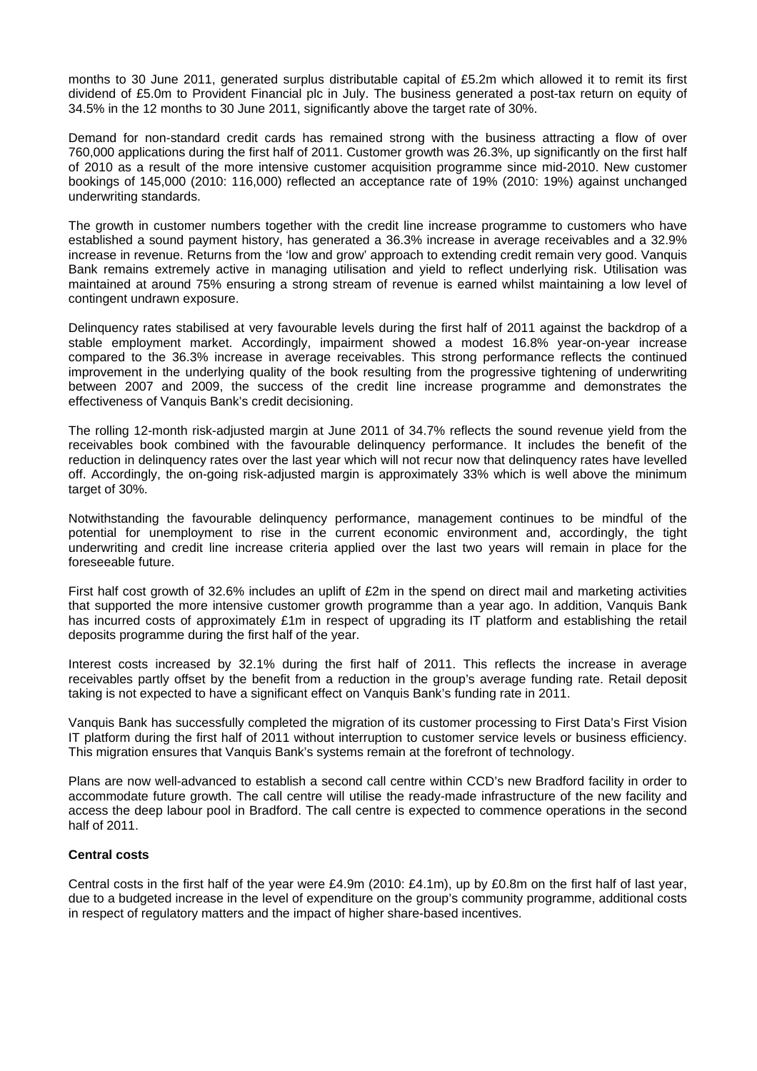months to 30 June 2011, generated surplus distributable capital of £5.2m which allowed it to remit its first dividend of £5.0m to Provident Financial plc in July. The business generated a post-tax return on equity of 34.5% in the 12 months to 30 June 2011, significantly above the target rate of 30%.

Demand for non-standard credit cards has remained strong with the business attracting a flow of over 760,000 applications during the first half of 2011. Customer growth was 26.3%, up significantly on the first half of 2010 as a result of the more intensive customer acquisition programme since mid-2010. New customer bookings of 145,000 (2010: 116,000) reflected an acceptance rate of 19% (2010: 19%) against unchanged underwriting standards.

The growth in customer numbers together with the credit line increase programme to customers who have established a sound payment history, has generated a 36.3% increase in average receivables and a 32.9% increase in revenue. Returns from the 'low and grow' approach to extending credit remain very good. Vanquis Bank remains extremely active in managing utilisation and yield to reflect underlying risk. Utilisation was maintained at around 75% ensuring a strong stream of revenue is earned whilst maintaining a low level of contingent undrawn exposure.

Delinquency rates stabilised at very favourable levels during the first half of 2011 against the backdrop of a stable employment market. Accordingly, impairment showed a modest 16.8% year-on-year increase compared to the 36.3% increase in average receivables. This strong performance reflects the continued improvement in the underlying quality of the book resulting from the progressive tightening of underwriting between 2007 and 2009, the success of the credit line increase programme and demonstrates the effectiveness of Vanquis Bank's credit decisioning.

The rolling 12-month risk-adjusted margin at June 2011 of 34.7% reflects the sound revenue yield from the receivables book combined with the favourable delinquency performance. It includes the benefit of the reduction in delinquency rates over the last year which will not recur now that delinquency rates have levelled off. Accordingly, the on-going risk-adjusted margin is approximately 33% which is well above the minimum target of 30%.

Notwithstanding the favourable delinquency performance, management continues to be mindful of the potential for unemployment to rise in the current economic environment and, accordingly, the tight underwriting and credit line increase criteria applied over the last two years will remain in place for the foreseeable future.

First half cost growth of 32.6% includes an uplift of £2m in the spend on direct mail and marketing activities that supported the more intensive customer growth programme than a year ago. In addition, Vanquis Bank has incurred costs of approximately £1m in respect of upgrading its IT platform and establishing the retail deposits programme during the first half of the year.

Interest costs increased by 32.1% during the first half of 2011. This reflects the increase in average receivables partly offset by the benefit from a reduction in the group's average funding rate. Retail deposit taking is not expected to have a significant effect on Vanquis Bank's funding rate in 2011.

Vanquis Bank has successfully completed the migration of its customer processing to First Data's First Vision IT platform during the first half of 2011 without interruption to customer service levels or business efficiency. This migration ensures that Vanquis Bank's systems remain at the forefront of technology.

Plans are now well-advanced to establish a second call centre within CCD's new Bradford facility in order to accommodate future growth. The call centre will utilise the ready-made infrastructure of the new facility and access the deep labour pool in Bradford. The call centre is expected to commence operations in the second half of 2011.

**Central costs**

Central costs in the first half of the year were £4.9m (2010: £4.1m), up by £0.8m on the first half of last year, due to a budgeted increase in the level of expenditure on the group's community programme, additional costs in respect of regulatory matters and the impact of higher share-based incentives.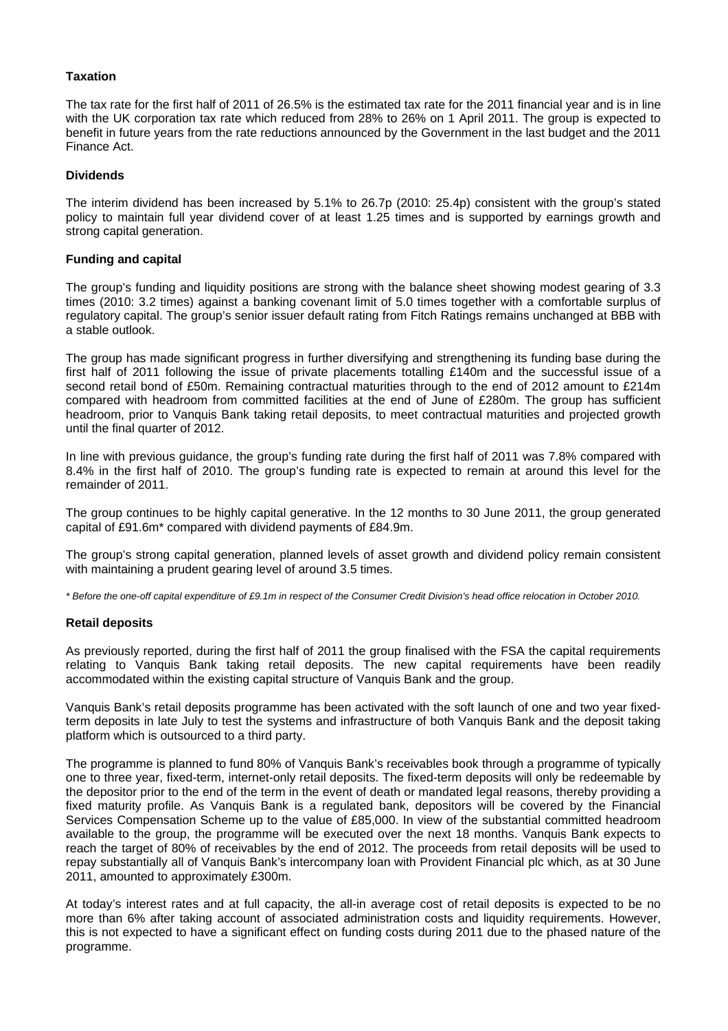### Taxation

The tax rate for the first half of 2011 of 26.5% is the estimated tax rate for the 2011 financial year and is in line with the UK corporation tax rate which reduced from 28% to 26% on 1 April 2011. The group is expected to benefit in future years from the rate reductions announced by the Government in the last budget and the 2011 Finance Act.

### Dividends

The interim dividend has been increased by 5.1% to 26.7p (2010: 25.4p) consistent with the group's stated policy to maintain full year dividend cover of at least 1.25 times and is supported by earnings growth and strong capital generation.

### Funding and capital

The group's funding and liquidity positions are strong with the balance sheet showing modest gearing of 3.3 times (2010: 3.2 times) against a banking covenant limit of 5.0 times together with a comfortable surplus of regulatory capital. The group's senior issuer default rating from Fitch Ratings remains unchanged at BBB with a stable outlook.

The group has made significant progress in further diversifying and strengthening its funding base during the first half of 2011 following the issue of private placements totalling £140m and the successful issue of a second retail bond of £50m. Remaining contractual maturities through to the end of 2012 amount to £214m compared with headroom from committed facilities at the end of June of £280m. The group has sufficient headroom, prior to Vanquis Bank taking retail deposits, to meet contractual maturities and projected growth until the final quarter of 2012.

In line with previous guidance, the group's funding rate during the first half of 2011 was 7.8% compared with 8.4% in the first half of 2010. The group's funding rate is expected to remain at around this level for the remainder of 2011.

The group continues to be highly capital generative. In the 12 months to 30 June 2011, the group generated capital of £91.6m* compared with dividend payments of £84.9m.

The group's strong capital generation, planned levels of asset growth and dividend policy remain consistent with maintaining a prudent gearing level of around 3.5 times.

*\* Before the one-off capital expenditure of £9.1m in respect of the Consumer Credit Division's head office relocation in October 2010.*

### Retail deposits

As previously reported, during the first half of 2011 the group finalised with the FSA the capital requirements relating to Vanquis Bank taking retail deposits. The new capital requirements have been readily accommodated within the existing capital structure of Vanquis Bank and the group.

Vanquis Bank's retail deposits programme has been activated with the soft launch of one and two year fixed-term deposits in late July to test the systems and infrastructure of both Vanquis Bank and the deposit taking platform which is outsourced to a third party.

The programme is planned to fund 80% of Vanquis Bank's receivables book through a programme of typically one to three year, fixed-term, internet-only retail deposits. The fixed-term deposits will only be redeemable by the depositor prior to the end of the term in the event of death or mandated legal reasons, thereby providing a fixed maturity profile. As Vanquis Bank is a regulated bank, depositors will be covered by the Financial Services Compensation Scheme up to the value of £85,000. In view of the substantial committed headroom available to the group, the programme will be executed over the next 18 months. Vanquis Bank expects to reach the target of 80% of receivables by the end of 2012. The proceeds from retail deposits will be used to repay substantially all of Vanquis Bank's intercompany loan with Provident Financial plc which, as at 30 June 2011, amounted to approximately £300m.

At today's interest rates and at full capacity, the all-in average cost of retail deposits is expected to be no more than 6% after taking account of associated administration costs and liquidity requirements. However, this is not expected to have a significant effect on funding costs during 2011 due to the phased nature of the programme.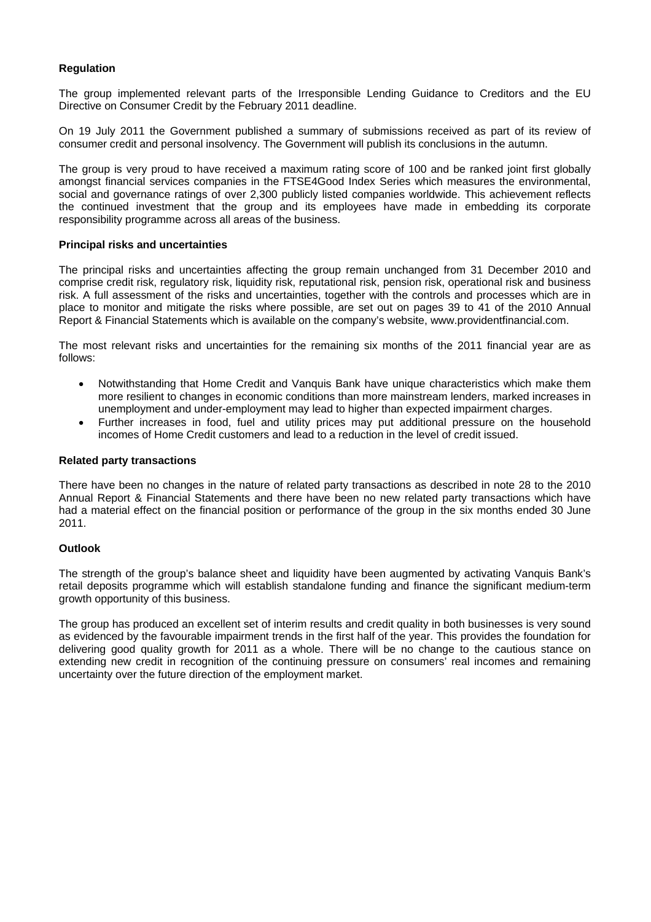**Regulation**

The group implemented relevant parts of the Irresponsible Lending Guidance to Creditors and the EU Directive on Consumer Credit by the February 2011 deadline.

On 19 July 2011 the Government published a summary of submissions received as part of its review of consumer credit and personal insolvency. The Government will publish its conclusions in the autumn.

The group is very proud to have received a maximum rating score of 100 and be ranked joint first globally amongst financial services companies in the FTSE4Good Index Series which measures the environmental, social and governance ratings of over 2,300 publicly listed companies worldwide. This achievement reflects the continued investment that the group and its employees have made in embedding its corporate responsibility programme across all areas of the business.

**Principal risks and uncertainties**

The principal risks and uncertainties affecting the group remain unchanged from 31 December 2010 and comprise credit risk, regulatory risk, liquidity risk, reputational risk, pension risk, operational risk and business risk. A full assessment of the risks and uncertainties, together with the controls and processes which are in place to monitor and mitigate the risks where possible, are set out on pages 39 to 41 of the 2010 Annual Report & Financial Statements which is available on the company's website, www.providentfinancial.com.

The most relevant risks and uncertainties for the remaining six months of the 2011 financial year are as follows:

- Notwithstanding that Home Credit and Vanquis Bank have unique characteristics which make them more resilient to changes in economic conditions than more mainstream lenders, marked increases in unemployment and under-employment may lead to higher than expected impairment charges.
- Further increases in food, fuel and utility prices may put additional pressure on the household incomes of Home Credit customers and lead to a reduction in the level of credit issued.

**Related party transactions**

There have been no changes in the nature of related party transactions as described in note 28 to the 2010 Annual Report & Financial Statements and there have been no new related party transactions which have had a material effect on the financial position or performance of the group in the six months ended 30 June 2011.

**Outlook**

The strength of the group's balance sheet and liquidity have been augmented by activating Vanquis Bank's retail deposits programme which will establish standalone funding and finance the significant medium-term growth opportunity of this business.

The group has produced an excellent set of interim results and credit quality in both businesses is very sound as evidenced by the favourable impairment trends in the first half of the year. This provides the foundation for delivering good quality growth for 2011 as a whole. There will be no change to the cautious stance on extending new credit in recognition of the continuing pressure on consumers' real incomes and remaining uncertainty over the future direction of the employment market.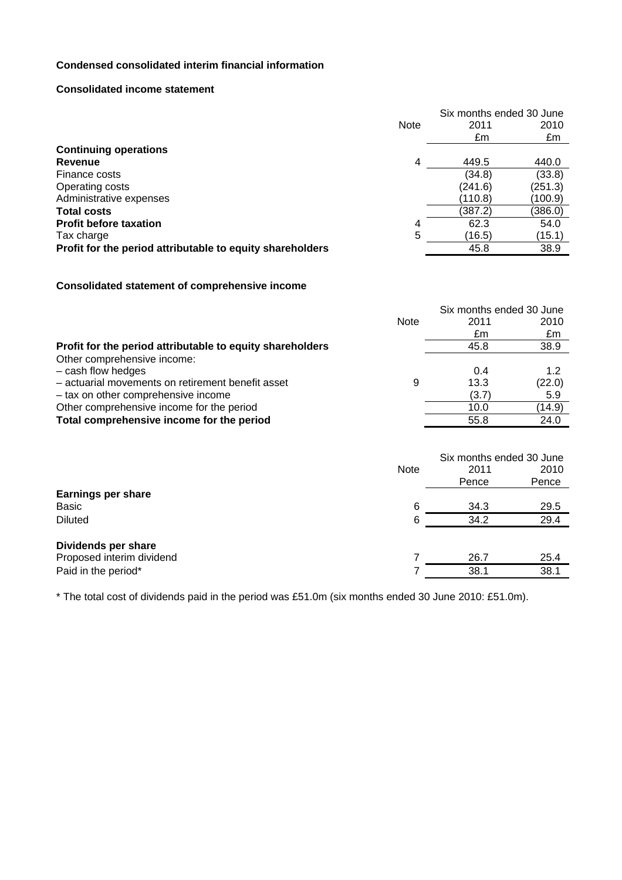# Condensed consolidated interim financial information

## Consolidated income statement

| | Note | Six months ended 30 June 2011 £m | 2010 £m |
|---|---|---|---|
| **Continuing operations** | | | |
| **Revenue** | 4 | 449.5 | 440.0 |
| Finance costs | | (34.8) | (33.8) |
| Operating costs | | (241.6) | (251.3) |
| Administrative expenses | | (110.8) | (100.9) |
| **Total costs** | | (387.2) | (386.0) |
| **Profit before taxation** | 4 | 62.3 | 54.0 |
| Tax charge | 5 | (16.5) | (15.1) |
| **Profit for the period attributable to equity shareholders** | | 45.8 | 38.9 |

## Consolidated statement of comprehensive income

| | Note | Six months ended 30 June 2011 £m | 2010 £m |
|---|---|---|---|
| **Profit for the period attributable to equity shareholders** | | 45.8 | 38.9 |
| Other comprehensive income: | | | |
| – cash flow hedges | | 0.4 | 1.2 |
| – actuarial movements on retirement benefit asset | 9 | 13.3 | (22.0) |
| – tax on other comprehensive income | | (3.7) | 5.9 |
| Other comprehensive income for the period | | 10.0 | (14.9) |
| **Total comprehensive income for the period** | | 55.8 | 24.0 |

| | Note | Six months ended 30 June 2011 Pence | 2010 Pence |
|---|---|---|---|
| **Earnings per share** | | | |
| Basic | 6 | 34.3 | 29.5 |
| Diluted | 6 | 34.2 | 29.4 |
| **Dividends per share** | | | |
| Proposed interim dividend | 7 | 26.7 | 25.4 |
| Paid in the period* | 7 | 38.1 | 38.1 |

* The total cost of dividends paid in the period was £51.0m (six months ended 30 June 2010: £51.0m).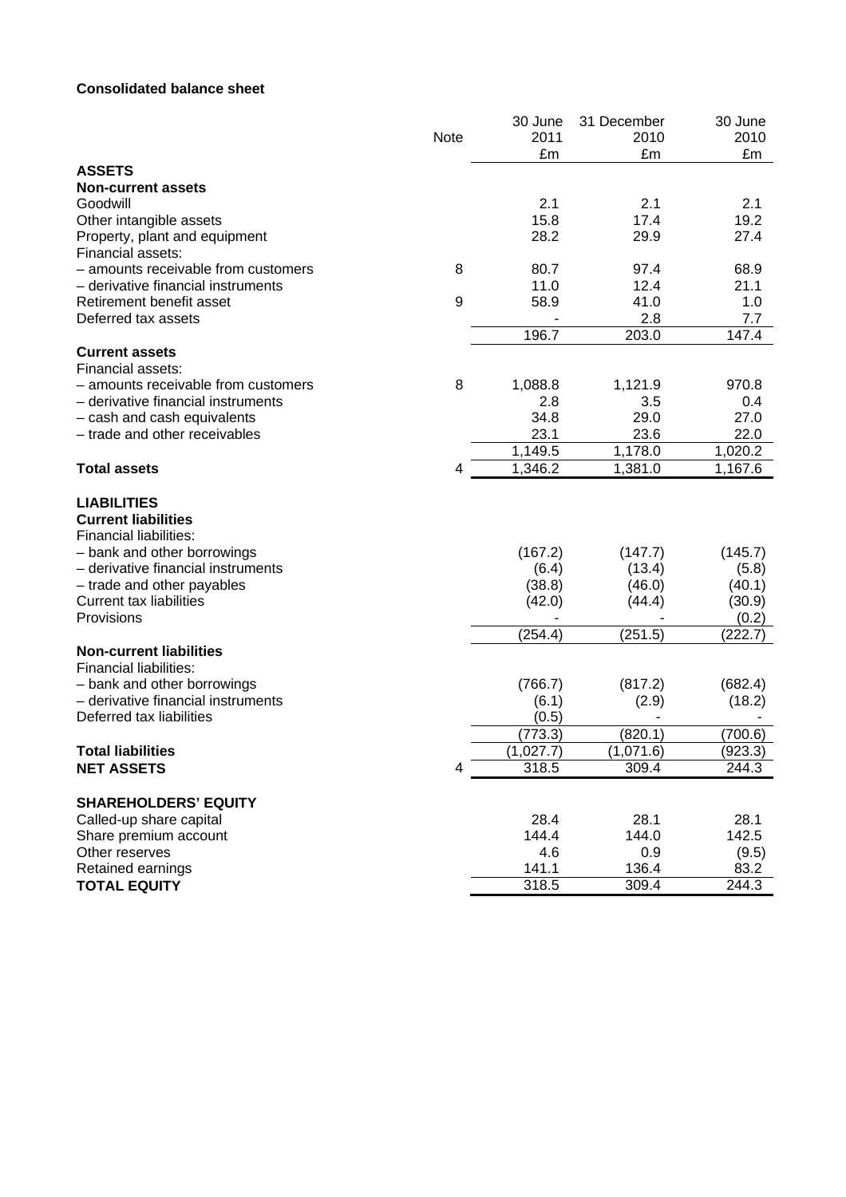**Consolidated balance sheet**

| | Note | 30 June 2011 £m | 31 December 2010 £m | 30 June 2010 £m |
|---|---|---|---|---|
| **ASSETS** | | | | |
| **Non-current assets** | | | | |
| Goodwill | | 2.1 | 2.1 | 2.1 |
| Other intangible assets | | 15.8 | 17.4 | 19.2 |
| Property, plant and equipment | | 28.2 | 29.9 | 27.4 |
| Financial assets: | | | | |
| – amounts receivable from customers | 8 | 80.7 | 97.4 | 68.9 |
| – derivative financial instruments | | 11.0 | 12.4 | 21.1 |
| Retirement benefit asset | 9 | 58.9 | 41.0 | 1.0 |
| Deferred tax assets | | - | 2.8 | 7.7 |
| | | 196.7 | 203.0 | 147.4 |
| **Current assets** | | | | |
| Financial assets: | | | | |
| – amounts receivable from customers | 8 | 1,088.8 | 1,121.9 | 970.8 |
| – derivative financial instruments | | 2.8 | 3.5 | 0.4 |
| – cash and cash equivalents | | 34.8 | 29.0 | 27.0 |
| – trade and other receivables | | 23.1 | 23.6 | 22.0 |
| | | 1,149.5 | 1,178.0 | 1,020.2 |
| **Total assets** | 4 | 1,346.2 | 1,381.0 | 1,167.6 |
| **LIABILITIES** | | | | |
| **Current liabilities** | | | | |
| Financial liabilities: | | | | |
| – bank and other borrowings | | (167.2) | (147.7) | (145.7) |
| – derivative financial instruments | | (6.4) | (13.4) | (5.8) |
| – trade and other payables | | (38.8) | (46.0) | (40.1) |
| Current tax liabilities | | (42.0) | (44.4) | (30.9) |
| Provisions | | - | - | (0.2) |
| | | (254.4) | (251.5) | (222.7) |
| **Non-current liabilities** | | | | |
| Financial liabilities: | | | | |
| – bank and other borrowings | | (766.7) | (817.2) | (682.4) |
| – derivative financial instruments | | (6.1) | (2.9) | (18.2) |
| Deferred tax liabilities | | (0.5) | - | - |
| | | (773.3) | (820.1) | (700.6) |
| **Total liabilities** | | (1,027.7) | (1,071.6) | (923.3) |
| **NET ASSETS** | 4 | 318.5 | 309.4 | 244.3 |
| **SHAREHOLDERS' EQUITY** | | | | |
| Called-up share capital | | 28.4 | 28.1 | 28.1 |
| Share premium account | | 144.4 | 144.0 | 142.5 |
| Other reserves | | 4.6 | 0.9 | (9.5) |
| Retained earnings | | 141.1 | 136.4 | 83.2 |
| **TOTAL EQUITY** | | 318.5 | 309.4 | 244.3 |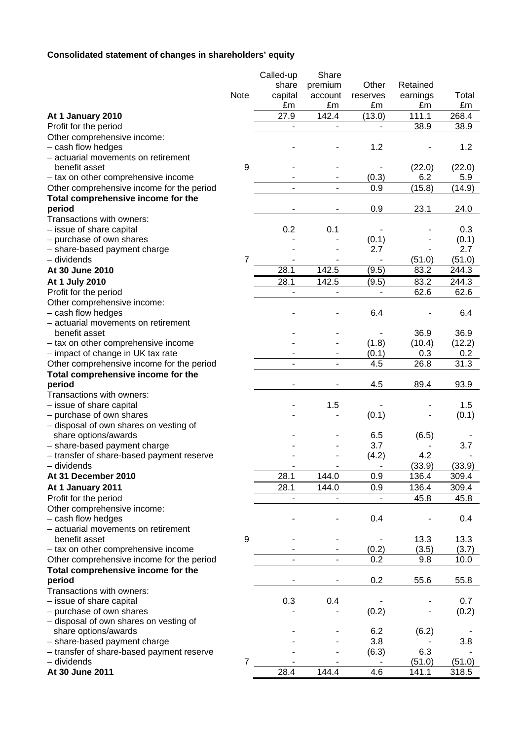**Consolidated statement of changes in shareholders' equity**

| | Note | Called-up share capital £m | Share premium account £m | Other reserves £m | Retained earnings £m | Total £m |
|---|---|---|---|---|---|---|
| **At 1 January 2010** | | 27.9 | 142.4 | (13.0) | 111.1 | 268.4 |
| Profit for the period | | - | - | - | 38.9 | 38.9 |
| Other comprehensive income: | | | | | | |
| – cash flow hedges | | - | - | 1.2 | - | 1.2 |
| – actuarial movements on retirement benefit asset | 9 | - | - | - | (22.0) | (22.0) |
| – tax on other comprehensive income | | - | - | (0.3) | 6.2 | 5.9 |
| Other comprehensive income for the period | | - | - | 0.9 | (15.8) | (14.9) |
| **Total comprehensive income for the period** | | - | - | 0.9 | 23.1 | 24.0 |
| Transactions with owners: | | | | | | |
| – issue of share capital | | 0.2 | 0.1 | - | - | 0.3 |
| – purchase of own shares | | - | - | (0.1) | - | (0.1) |
| – share-based payment charge | | - | - | 2.7 | - | 2.7 |
| – dividends | 7 | - | - | - | (51.0) | (51.0) |
| **At 30 June 2010** | | 28.1 | 142.5 | (9.5) | 83.2 | 244.3 |
| **At 1 July 2010** | | 28.1 | 142.5 | (9.5) | 83.2 | 244.3 |
| Profit for the period | | - | - | - | 62.6 | 62.6 |
| Other comprehensive income: | | | | | | |
| – cash flow hedges | | - | - | 6.4 | - | 6.4 |
| – actuarial movements on retirement benefit asset | | - | - | - | 36.9 | 36.9 |
| – tax on other comprehensive income | | - | - | (1.8) | (10.4) | (12.2) |
| – impact of change in UK tax rate | | - | - | (0.1) | 0.3 | 0.2 |
| Other comprehensive income for the period | | - | - | 4.5 | 26.8 | 31.3 |
| **Total comprehensive income for the period** | | - | - | 4.5 | 89.4 | 93.9 |
| Transactions with owners: | | | | | | |
| – issue of share capital | | - | 1.5 | - | - | 1.5 |
| – purchase of own shares | | - | - | (0.1) | - | (0.1) |
| – disposal of own shares on vesting of share options/awards | | - | - | 6.5 | (6.5) | - |
| – share-based payment charge | | - | - | 3.7 | - | 3.7 |
| – transfer of share-based payment reserve | | - | - | (4.2) | 4.2 | - |
| – dividends | | - | - | - | (33.9) | (33.9) |
| **At 31 December 2010** | | 28.1 | 144.0 | 0.9 | 136.4 | 309.4 |
| **At 1 January 2011** | | 28.1 | 144.0 | 0.9 | 136.4 | 309.4 |
| Profit for the period | | - | - | - | 45.8 | 45.8 |
| Other comprehensive income: | | | | | | |
| – cash flow hedges | | - | - | 0.4 | - | 0.4 |
| – actuarial movements on retirement benefit asset | 9 | - | - | - | 13.3 | 13.3 |
| – tax on other comprehensive income | | - | - | (0.2) | (3.5) | (3.7) |
| Other comprehensive income for the period | | - | - | 0.2 | 9.8 | 10.0 |
| **Total comprehensive income for the period** | | - | - | 0.2 | 55.6 | 55.8 |
| Transactions with owners: | | | | | | |
| – issue of share capital | | 0.3 | 0.4 | - | - | 0.7 |
| – purchase of own shares | | - | - | (0.2) | - | (0.2) |
| – disposal of own shares on vesting of share options/awards | | - | - | 6.2 | (6.2) | - |
| – share-based payment charge | | - | - | 3.8 | - | 3.8 |
| – transfer of share-based payment reserve | | - | - | (6.3) | 6.3 | - |
| – dividends | 7 | - | - | - | (51.0) | (51.0) |
| **At 30 June 2011** | | 28.4 | 144.4 | 4.6 | 141.1 | 318.5 |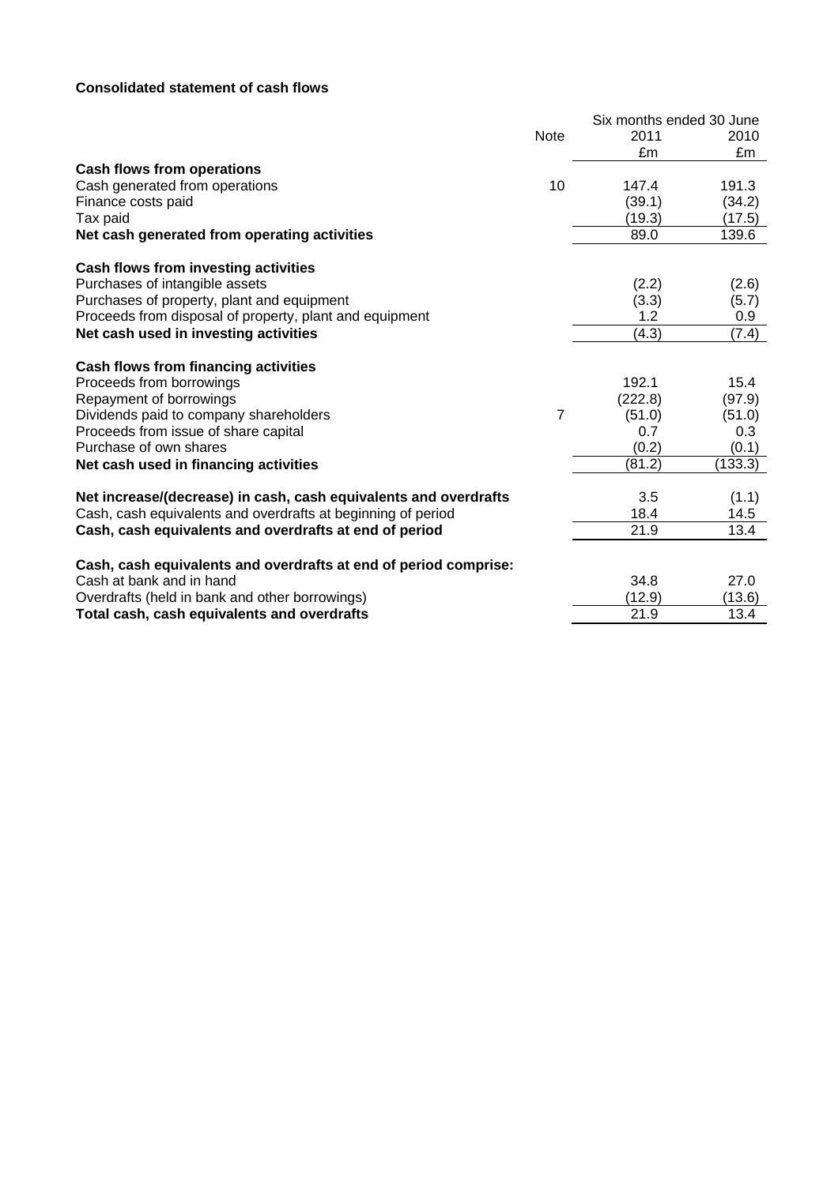**Consolidated statement of cash flows**

| | Note | Six months ended 30 June 2011 £m | 2010 £m |
|---|---|---|---|
| **Cash flows from operations** | | | |
| Cash generated from operations | 10 | 147.4 | 191.3 |
| Finance costs paid | | (39.1) | (34.2) |
| Tax paid | | (19.3) | (17.5) |
| **Net cash generated from operating activities** | | 89.0 | 139.6 |
| | | | |
| **Cash flows from investing activities** | | | |
| Purchases of intangible assets | | (2.2) | (2.6) |
| Purchases of property, plant and equipment | | (3.3) | (5.7) |
| Proceeds from disposal of property, plant and equipment | | 1.2 | 0.9 |
| **Net cash used in investing activities** | | (4.3) | (7.4) |
| | | | |
| **Cash flows from financing activities** | | | |
| Proceeds from borrowings | | 192.1 | 15.4 |
| Repayment of borrowings | | (222.8) | (97.9) |
| Dividends paid to company shareholders | 7 | (51.0) | (51.0) |
| Proceeds from issue of share capital | | 0.7 | 0.3 |
| Purchase of own shares | | (0.2) | (0.1) |
| **Net cash used in financing activities** | | (81.2) | (133.3) |
| | | | |
| **Net increase/(decrease) in cash, cash equivalents and overdrafts** | | 3.5 | (1.1) |
| Cash, cash equivalents and overdrafts at beginning of period | | 18.4 | 14.5 |
| **Cash, cash equivalents and overdrafts at end of period** | | 21.9 | 13.4 |
| | | | |
| **Cash, cash equivalents and overdrafts at end of period comprise:** | | | |
| Cash at bank and in hand | | 34.8 | 27.0 |
| Overdrafts (held in bank and other borrowings) | | (12.9) | (13.6) |
| **Total cash, cash equivalents and overdrafts** | | 21.9 | 13.4 |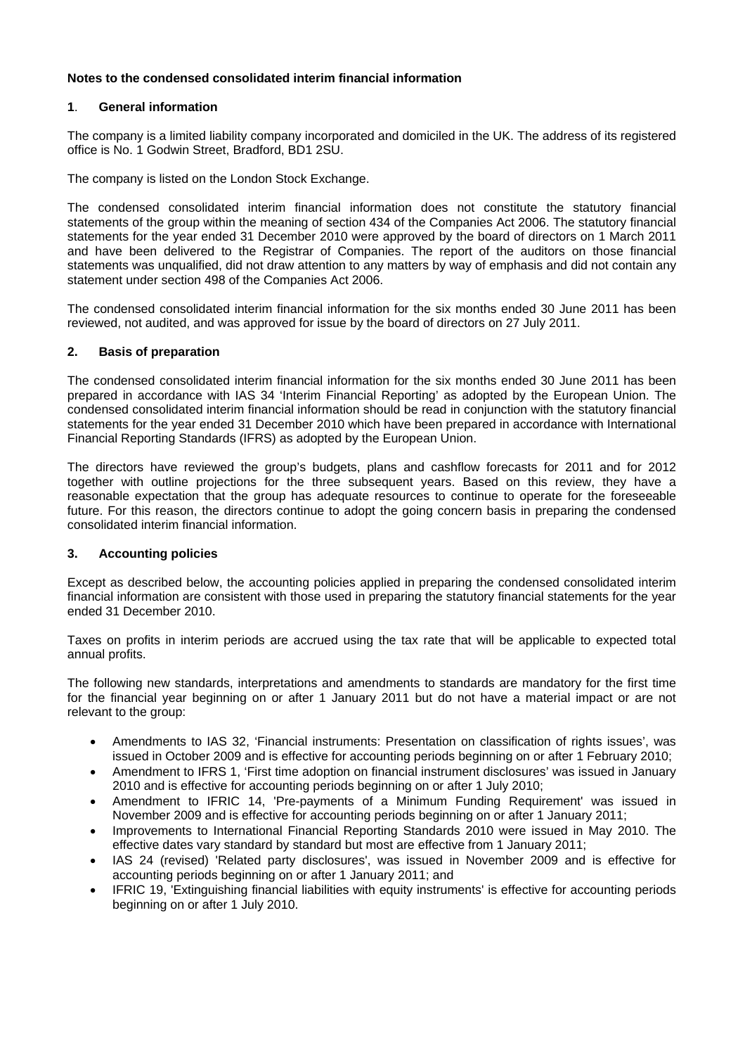**Notes to the condensed consolidated interim financial information**

**1. General information**

The company is a limited liability company incorporated and domiciled in the UK. The address of its registered office is No. 1 Godwin Street, Bradford, BD1 2SU.

The company is listed on the London Stock Exchange.

The condensed consolidated interim financial information does not constitute the statutory financial statements of the group within the meaning of section 434 of the Companies Act 2006. The statutory financial statements for the year ended 31 December 2010 were approved by the board of directors on 1 March 2011 and have been delivered to the Registrar of Companies. The report of the auditors on those financial statements was unqualified, did not draw attention to any matters by way of emphasis and did not contain any statement under section 498 of the Companies Act 2006.

The condensed consolidated interim financial information for the six months ended 30 June 2011 has been reviewed, not audited, and was approved for issue by the board of directors on 27 July 2011.

**2. Basis of preparation**

The condensed consolidated interim financial information for the six months ended 30 June 2011 has been prepared in accordance with IAS 34 'Interim Financial Reporting' as adopted by the European Union. The condensed consolidated interim financial information should be read in conjunction with the statutory financial statements for the year ended 31 December 2010 which have been prepared in accordance with International Financial Reporting Standards (IFRS) as adopted by the European Union.

The directors have reviewed the group's budgets, plans and cashflow forecasts for 2011 and for 2012 together with outline projections for the three subsequent years. Based on this review, they have a reasonable expectation that the group has adequate resources to continue to operate for the foreseeable future. For this reason, the directors continue to adopt the going concern basis in preparing the condensed consolidated interim financial information.

**3. Accounting policies**

Except as described below, the accounting policies applied in preparing the condensed consolidated interim financial information are consistent with those used in preparing the statutory financial statements for the year ended 31 December 2010.

Taxes on profits in interim periods are accrued using the tax rate that will be applicable to expected total annual profits.

The following new standards, interpretations and amendments to standards are mandatory for the first time for the financial year beginning on or after 1 January 2011 but do not have a material impact or are not relevant to the group:

- Amendments to IAS 32, 'Financial instruments: Presentation on classification of rights issues', was issued in October 2009 and is effective for accounting periods beginning on or after 1 February 2010;
- Amendment to IFRS 1, 'First time adoption on financial instrument disclosures' was issued in January 2010 and is effective for accounting periods beginning on or after 1 July 2010;
- Amendment to IFRIC 14, 'Pre-payments of a Minimum Funding Requirement' was issued in November 2009 and is effective for accounting periods beginning on or after 1 January 2011;
- Improvements to International Financial Reporting Standards 2010 were issued in May 2010. The effective dates vary standard by standard but most are effective from 1 January 2011;
- IAS 24 (revised) 'Related party disclosures', was issued in November 2009 and is effective for accounting periods beginning on or after 1 January 2011; and
- IFRIC 19, 'Extinguishing financial liabilities with equity instruments' is effective for accounting periods beginning on or after 1 July 2010.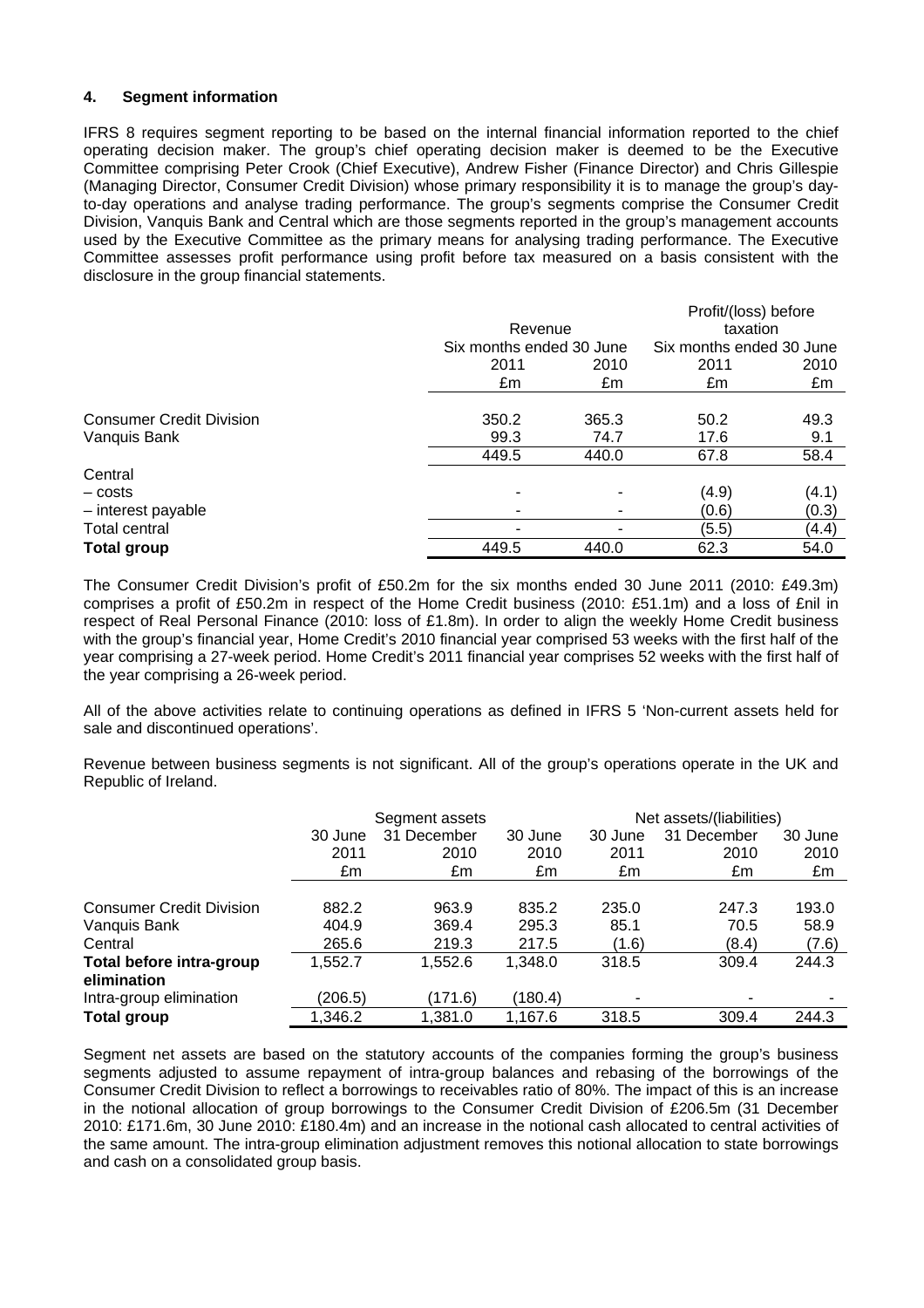### 4. Segment information

IFRS 8 requires segment reporting to be based on the internal financial information reported to the chief operating decision maker. The group's chief operating decision maker is deemed to be the Executive Committee comprising Peter Crook (Chief Executive), Andrew Fisher (Finance Director) and Chris Gillespie (Managing Director, Consumer Credit Division) whose primary responsibility it is to manage the group's day-to-day operations and analyse trading performance. The group's segments comprise the Consumer Credit Division, Vanquis Bank and Central which are those segments reported in the group's management accounts used by the Executive Committee as the primary means for analysing trading performance. The Executive Committee assesses profit performance using profit before tax measured on a basis consistent with the disclosure in the group financial statements.

| | Revenue | | Profit/(loss) before taxation | |
|---|---|---|---|---|
| | Six months ended 30 June | | Six months ended 30 June | |
| | 2011 | 2010 | 2011 | 2010 |
| | £m | £m | £m | £m |
| Consumer Credit Division | 350.2 | 365.3 | 50.2 | 49.3 |
| Vanquis Bank | 99.3 | 74.7 | 17.6 | 9.1 |
| | 449.5 | 440.0 | 67.8 | 58.4 |
| Central | | | | |
| – costs | - | - | (4.9) | (4.1) |
| – interest payable | - | - | (0.6) | (0.3) |
| Total central | - | - | (5.5) | (4.4) |
| **Total group** | 449.5 | 440.0 | 62.3 | 54.0 |

The Consumer Credit Division's profit of £50.2m for the six months ended 30 June 2011 (2010: £49.3m) comprises a profit of £50.2m in respect of the Home Credit business (2010: £51.1m) and a loss of £nil in respect of Real Personal Finance (2010: loss of £1.8m). In order to align the weekly Home Credit business with the group's financial year, Home Credit's 2010 financial year comprised 53 weeks with the first half of the year comprising a 27-week period. Home Credit's 2011 financial year comprises 52 weeks with the first half of the year comprising a 26-week period.

All of the above activities relate to continuing operations as defined in IFRS 5 'Non-current assets held for sale and discontinued operations'.

Revenue between business segments is not significant. All of the group's operations operate in the UK and Republic of Ireland.

| | Segment assets | | | Net assets/(liabilities) | | |
|---|---|---|---|---|---|---|
| | 30 June 2011 | 31 December 2010 | 30 June 2010 | 30 June 2011 | 31 December 2010 | 30 June 2010 |
| | £m | £m | £m | £m | £m | £m |
| Consumer Credit Division | 882.2 | 963.9 | 835.2 | 235.0 | 247.3 | 193.0 |
| Vanquis Bank | 404.9 | 369.4 | 295.3 | 85.1 | 70.5 | 58.9 |
| Central | 265.6 | 219.3 | 217.5 | (1.6) | (8.4) | (7.6) |
| **Total before intra-group elimination** | 1,552.7 | 1,552.6 | 1,348.0 | 318.5 | 309.4 | 244.3 |
| Intra-group elimination | (206.5) | (171.6) | (180.4) | - | - | - |
| **Total group** | 1,346.2 | 1,381.0 | 1,167.6 | 318.5 | 309.4 | 244.3 |

Segment net assets are based on the statutory accounts of the companies forming the group's business segments adjusted to assume repayment of intra-group balances and rebasing of the borrowings of the Consumer Credit Division to reflect a borrowings to receivables ratio of 80%. The impact of this is an increase in the notional allocation of group borrowings to the Consumer Credit Division of £206.5m (31 December 2010: £171.6m, 30 June 2010: £180.4m) and an increase in the notional cash allocated to central activities of the same amount. The intra-group elimination adjustment removes this notional allocation to state borrowings and cash on a consolidated group basis.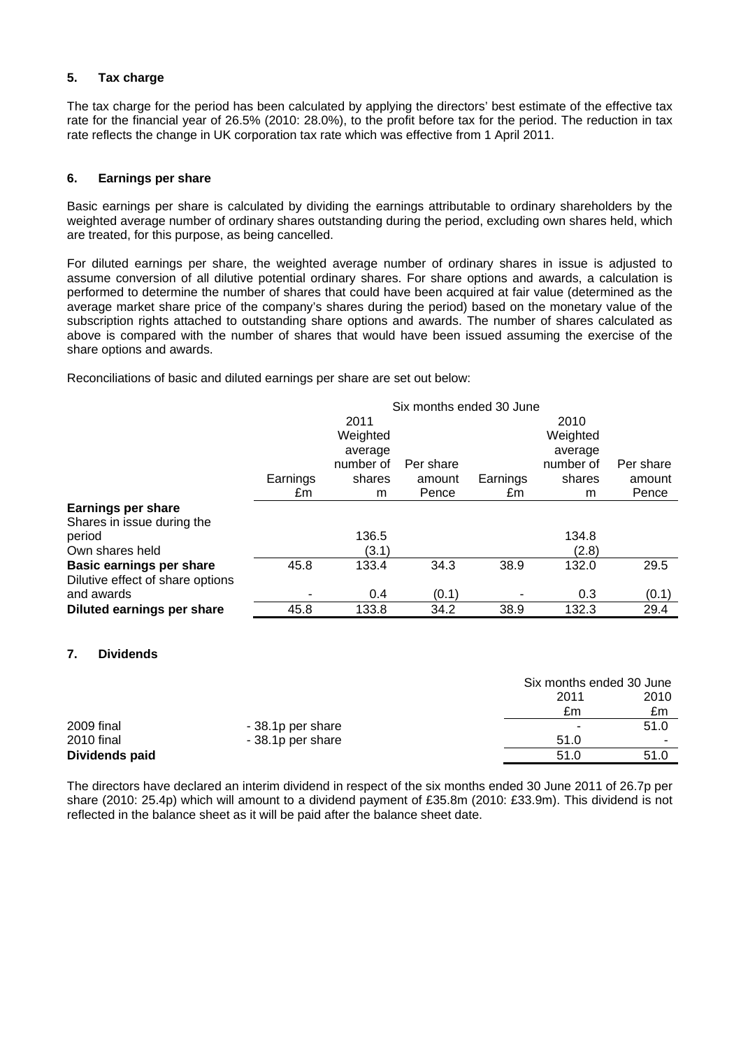### 5. Tax charge

The tax charge for the period has been calculated by applying the directors' best estimate of the effective tax rate for the financial year of 26.5% (2010: 28.0%), to the profit before tax for the period. The reduction in tax rate reflects the change in UK corporation tax rate which was effective from 1 April 2011.

### 6. Earnings per share

Basic earnings per share is calculated by dividing the earnings attributable to ordinary shareholders by the weighted average number of ordinary shares outstanding during the period, excluding own shares held, which are treated, for this purpose, as being cancelled.

For diluted earnings per share, the weighted average number of ordinary shares in issue is adjusted to assume conversion of all dilutive potential ordinary shares. For share options and awards, a calculation is performed to determine the number of shares that could have been acquired at fair value (determined as the average market share price of the company's shares during the period) based on the monetary value of the subscription rights attached to outstanding share options and awards. The number of shares calculated as above is compared with the number of shares that would have been issued assuming the exercise of the share options and awards.

Reconciliations of basic and diluted earnings per share are set out below:

| | Six months ended 30 June | | | | | |
|---|---|---|---|---|---|---|
| | | 2011 | | | 2010 | |
| | Earnings £m | Weighted average number of shares m | Per share amount Pence | Earnings £m | Weighted average number of shares m | Per share amount Pence |
| **Earnings per share** | | | | | | |
| Shares in issue during the period | | 136.5 | | | 134.8 | |
| Own shares held | | (3.1) | | | (2.8) | |
| **Basic earnings per share** | 45.8 | 133.4 | 34.3 | 38.9 | 132.0 | 29.5 |
| Dilutive effect of share options and awards | - | 0.4 | (0.1) | - | 0.3 | (0.1) |
| **Diluted earnings per share** | 45.8 | 133.8 | 34.2 | 38.9 | 132.3 | 29.4 |

### 7. Dividends

| | | Six months ended 30 June | |
|---|---|---|---|
| | | 2011 £m | 2010 £m |
| 2009 final | - 38.1p per share | - | 51.0 |
| 2010 final | - 38.1p per share | 51.0 | - |
| **Dividends paid** | | 51.0 | 51.0 |

The directors have declared an interim dividend in respect of the six months ended 30 June 2011 of 26.7p per share (2010: 25.4p) which will amount to a dividend payment of £35.8m (2010: £33.9m). This dividend is not reflected in the balance sheet as it will be paid after the balance sheet date.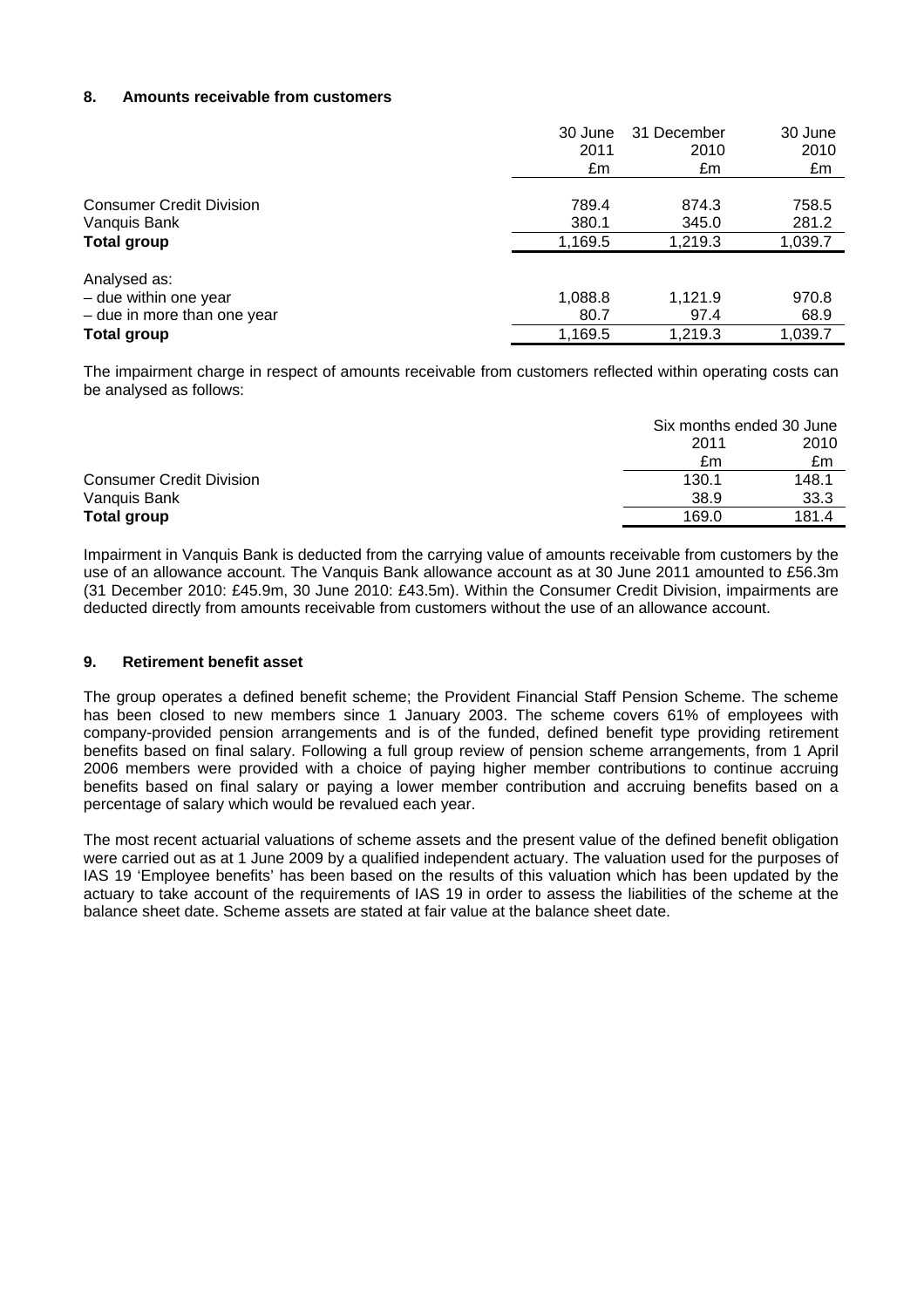## 8. Amounts receivable from customers

| | 30 June 2011 £m | 31 December 2010 £m | 30 June 2010 £m |
|---|---|---|---|
| Consumer Credit Division | 789.4 | 874.3 | 758.5 |
| Vanquis Bank | 380.1 | 345.0 | 281.2 |
| **Total group** | 1,169.5 | 1,219.3 | 1,039.7 |
| Analysed as: | | | |
| – due within one year | 1,088.8 | 1,121.9 | 970.8 |
| – due in more than one year | 80.7 | 97.4 | 68.9 |
| **Total group** | 1,169.5 | 1,219.3 | 1,039.7 |

The impairment charge in respect of amounts receivable from customers reflected within operating costs can be analysed as follows:

| | Six months ended 30 June | |
|---|---|---|
| | 2011 £m | 2010 £m |
| Consumer Credit Division | 130.1 | 148.1 |
| Vanquis Bank | 38.9 | 33.3 |
| **Total group** | 169.0 | 181.4 |

Impairment in Vanquis Bank is deducted from the carrying value of amounts receivable from customers by the use of an allowance account. The Vanquis Bank allowance account as at 30 June 2011 amounted to £56.3m (31 December 2010: £45.9m, 30 June 2010: £43.5m). Within the Consumer Credit Division, impairments are deducted directly from amounts receivable from customers without the use of an allowance account.

## 9. Retirement benefit asset

The group operates a defined benefit scheme; the Provident Financial Staff Pension Scheme. The scheme has been closed to new members since 1 January 2003. The scheme covers 61% of employees with company-provided pension arrangements and is of the funded, defined benefit type providing retirement benefits based on final salary. Following a full group review of pension scheme arrangements, from 1 April 2006 members were provided with a choice of paying higher member contributions to continue accruing benefits based on final salary or paying a lower member contribution and accruing benefits based on a percentage of salary which would be revalued each year.

The most recent actuarial valuations of scheme assets and the present value of the defined benefit obligation were carried out as at 1 June 2009 by a qualified independent actuary. The valuation used for the purposes of IAS 19 'Employee benefits' has been based on the results of this valuation which has been updated by the actuary to take account of the requirements of IAS 19 in order to assess the liabilities of the scheme at the balance sheet date. Scheme assets are stated at fair value at the balance sheet date.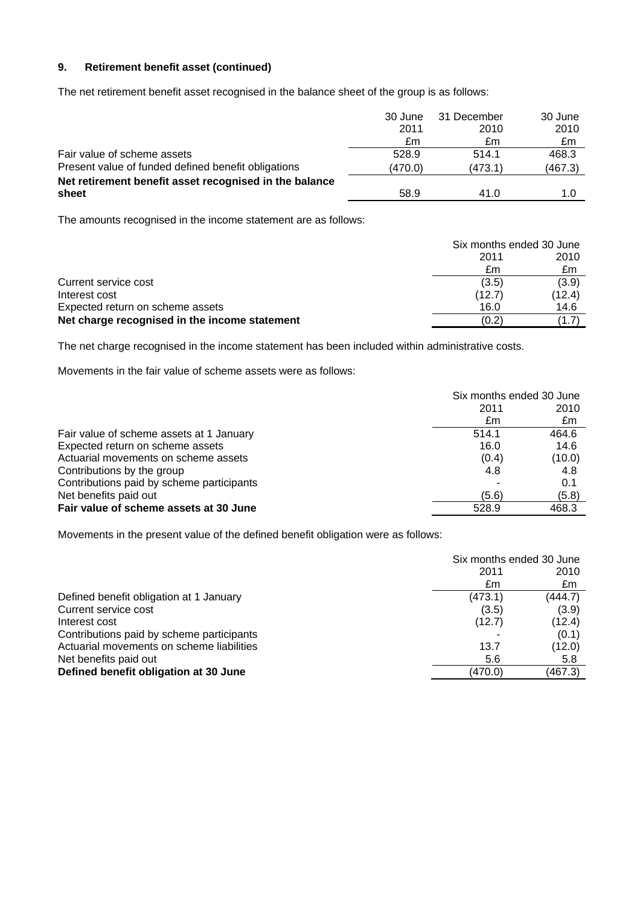## 9. Retirement benefit asset (continued)

The net retirement benefit asset recognised in the balance sheet of the group is as follows:

| | 30 June 2011 £m | 31 December 2010 £m | 30 June 2010 £m |
|---|---|---|---|
| Fair value of scheme assets | 528.9 | 514.1 | 468.3 |
| Present value of funded defined benefit obligations | (470.0) | (473.1) | (467.3) |
| **Net retirement benefit asset recognised in the balance sheet** | 58.9 | 41.0 | 1.0 |

The amounts recognised in the income statement are as follows:

| | Six months ended 30 June | |
|---|---|---|
| | 2011 £m | 2010 £m |
| Current service cost | (3.5) | (3.9) |
| Interest cost | (12.7) | (12.4) |
| Expected return on scheme assets | 16.0 | 14.6 |
| **Net charge recognised in the income statement** | (0.2) | (1.7) |

The net charge recognised in the income statement has been included within administrative costs.

Movements in the fair value of scheme assets were as follows:

| | Six months ended 30 June | |
|---|---|---|
| | 2011 £m | 2010 £m |
| Fair value of scheme assets at 1 January | 514.1 | 464.6 |
| Expected return on scheme assets | 16.0 | 14.6 |
| Actuarial movements on scheme assets | (0.4) | (10.0) |
| Contributions by the group | 4.8 | 4.8 |
| Contributions paid by scheme participants | - | 0.1 |
| Net benefits paid out | (5.6) | (5.8) |
| **Fair value of scheme assets at 30 June** | 528.9 | 468.3 |

Movements in the present value of the defined benefit obligation were as follows:

| | Six months ended 30 June | |
|---|---|---|
| | 2011 £m | 2010 £m |
| Defined benefit obligation at 1 January | (473.1) | (444.7) |
| Current service cost | (3.5) | (3.9) |
| Interest cost | (12.7) | (12.4) |
| Contributions paid by scheme participants | - | (0.1) |
| Actuarial movements on scheme liabilities | 13.7 | (12.0) |
| Net benefits paid out | 5.6 | 5.8 |
| **Defined benefit obligation at 30 June** | (470.0) | (467.3) |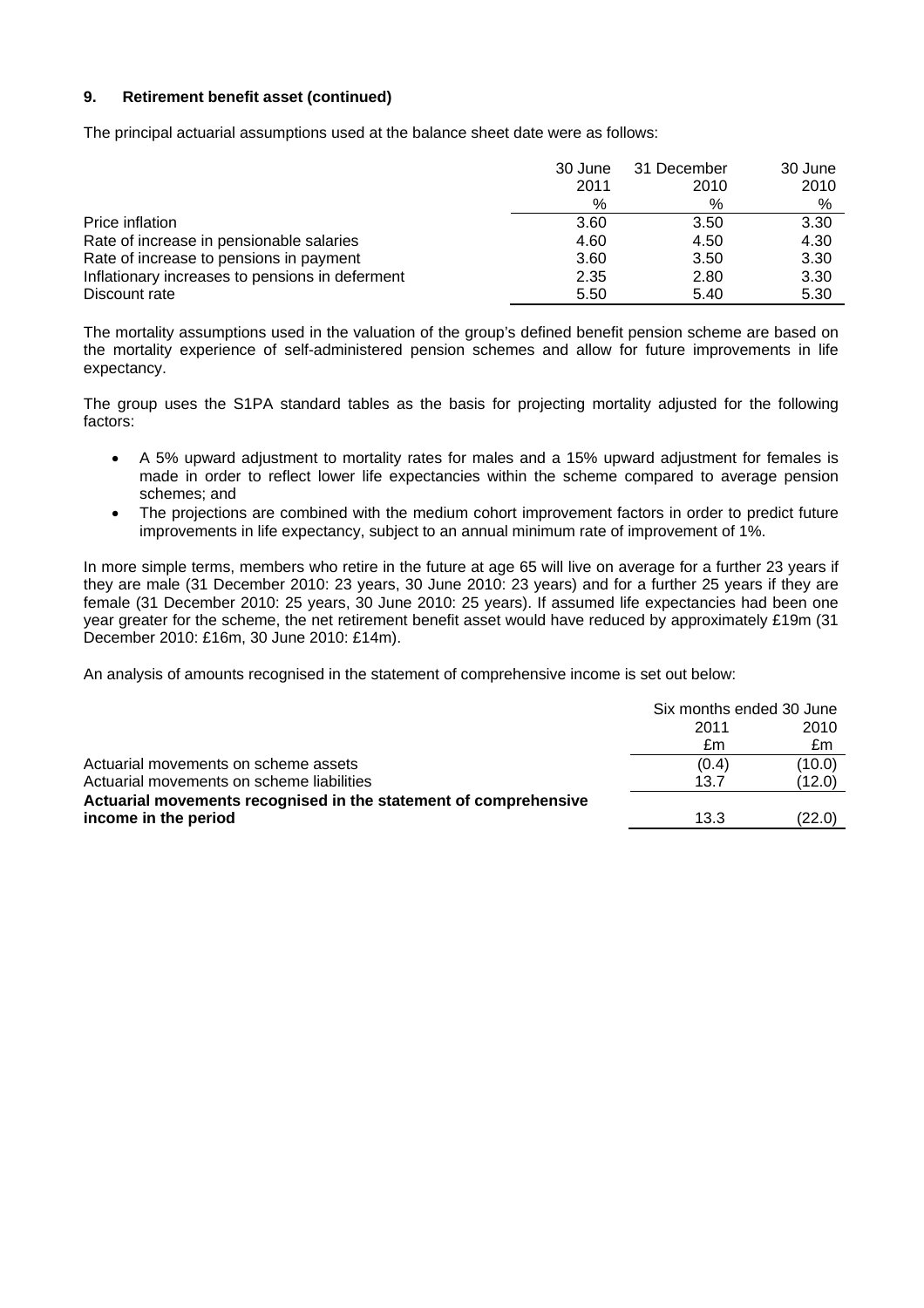**9. Retirement benefit asset (continued)**

The principal actuarial assumptions used at the balance sheet date were as follows:

| | 30 June 2011 | 31 December 2010 | 30 June 2010 |
|---|---|---|---|
| | % | % | % |
| Price inflation | 3.60 | 3.50 | 3.30 |
| Rate of increase in pensionable salaries | 4.60 | 4.50 | 4.30 |
| Rate of increase to pensions in payment | 3.60 | 3.50 | 3.30 |
| Inflationary increases to pensions in deferment | 2.35 | 2.80 | 3.30 |
| Discount rate | 5.50 | 5.40 | 5.30 |

The mortality assumptions used in the valuation of the group's defined benefit pension scheme are based on the mortality experience of self-administered pension schemes and allow for future improvements in life expectancy.

The group uses the S1PA standard tables as the basis for projecting mortality adjusted for the following factors:

- A 5% upward adjustment to mortality rates for males and a 15% upward adjustment for females is made in order to reflect lower life expectancies within the scheme compared to average pension schemes; and
- The projections are combined with the medium cohort improvement factors in order to predict future improvements in life expectancy, subject to an annual minimum rate of improvement of 1%.

In more simple terms, members who retire in the future at age 65 will live on average for a further 23 years if they are male (31 December 2010: 23 years, 30 June 2010: 23 years) and for a further 25 years if they are female (31 December 2010: 25 years, 30 June 2010: 25 years). If assumed life expectancies had been one year greater for the scheme, the net retirement benefit asset would have reduced by approximately £19m (31 December 2010: £16m, 30 June 2010: £14m).

An analysis of amounts recognised in the statement of comprehensive income is set out below:

| | Six months ended 30 June | |
|---|---|---|
| | 2011 | 2010 |
| | £m | £m |
| Actuarial movements on scheme assets | (0.4) | (10.0) |
| Actuarial movements on scheme liabilities | 13.7 | (12.0) |
| **Actuarial movements recognised in the statement of comprehensive income in the period** | 13.3 | (22.0) |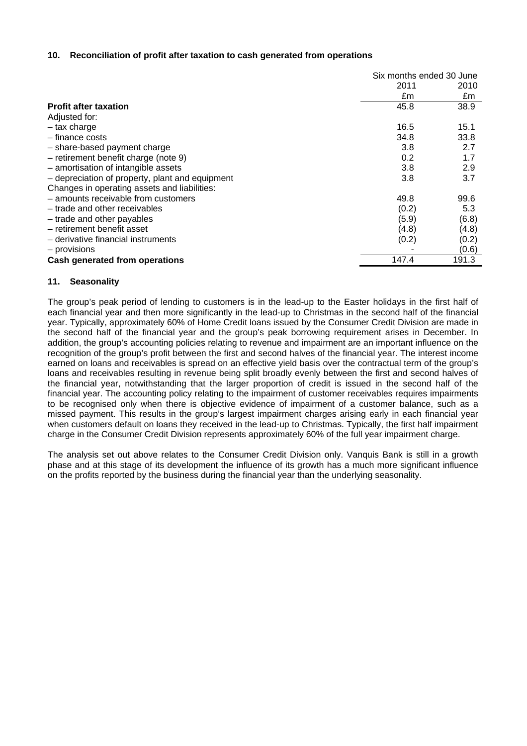## 10. Reconciliation of profit after taxation to cash generated from operations

| | Six months ended 30 June | |
|---|---|---|
| | 2011 | 2010 |
| | £m | £m |
| **Profit after taxation** | 45.8 | 38.9 |
| Adjusted for: | | |
| – tax charge | 16.5 | 15.1 |
| – finance costs | 34.8 | 33.8 |
| – share-based payment charge | 3.8 | 2.7 |
| – retirement benefit charge (note 9) | 0.2 | 1.7 |
| – amortisation of intangible assets | 3.8 | 2.9 |
| – depreciation of property, plant and equipment | 3.8 | 3.7 |
| Changes in operating assets and liabilities: | | |
| – amounts receivable from customers | 49.8 | 99.6 |
| – trade and other receivables | (0.2) | 5.3 |
| – trade and other payables | (5.9) | (6.8) |
| – retirement benefit asset | (4.8) | (4.8) |
| – derivative financial instruments | (0.2) | (0.2) |
| – provisions | - | (0.6) |
| **Cash generated from operations** | 147.4 | 191.3 |

## 11. Seasonality

The group's peak period of lending to customers is in the lead-up to the Easter holidays in the first half of each financial year and then more significantly in the lead-up to Christmas in the second half of the financial year. Typically, approximately 60% of Home Credit loans issued by the Consumer Credit Division are made in the second half of the financial year and the group's peak borrowing requirement arises in December. In addition, the group's accounting policies relating to revenue and impairment are an important influence on the recognition of the group's profit between the first and second halves of the financial year. The interest income earned on loans and receivables is spread on an effective yield basis over the contractual term of the group's loans and receivables resulting in revenue being split broadly evenly between the first and second halves of the financial year, notwithstanding that the larger proportion of credit is issued in the second half of the financial year. The accounting policy relating to the impairment of customer receivables requires impairments to be recognised only when there is objective evidence of impairment of a customer balance, such as a missed payment. This results in the group's largest impairment charges arising early in each financial year when customers default on loans they received in the lead-up to Christmas. Typically, the first half impairment charge in the Consumer Credit Division represents approximately 60% of the full year impairment charge.

The analysis set out above relates to the Consumer Credit Division only. Vanquis Bank is still in a growth phase and at this stage of its development the influence of its growth has a much more significant influence on the profits reported by the business during the financial year than the underlying seasonality.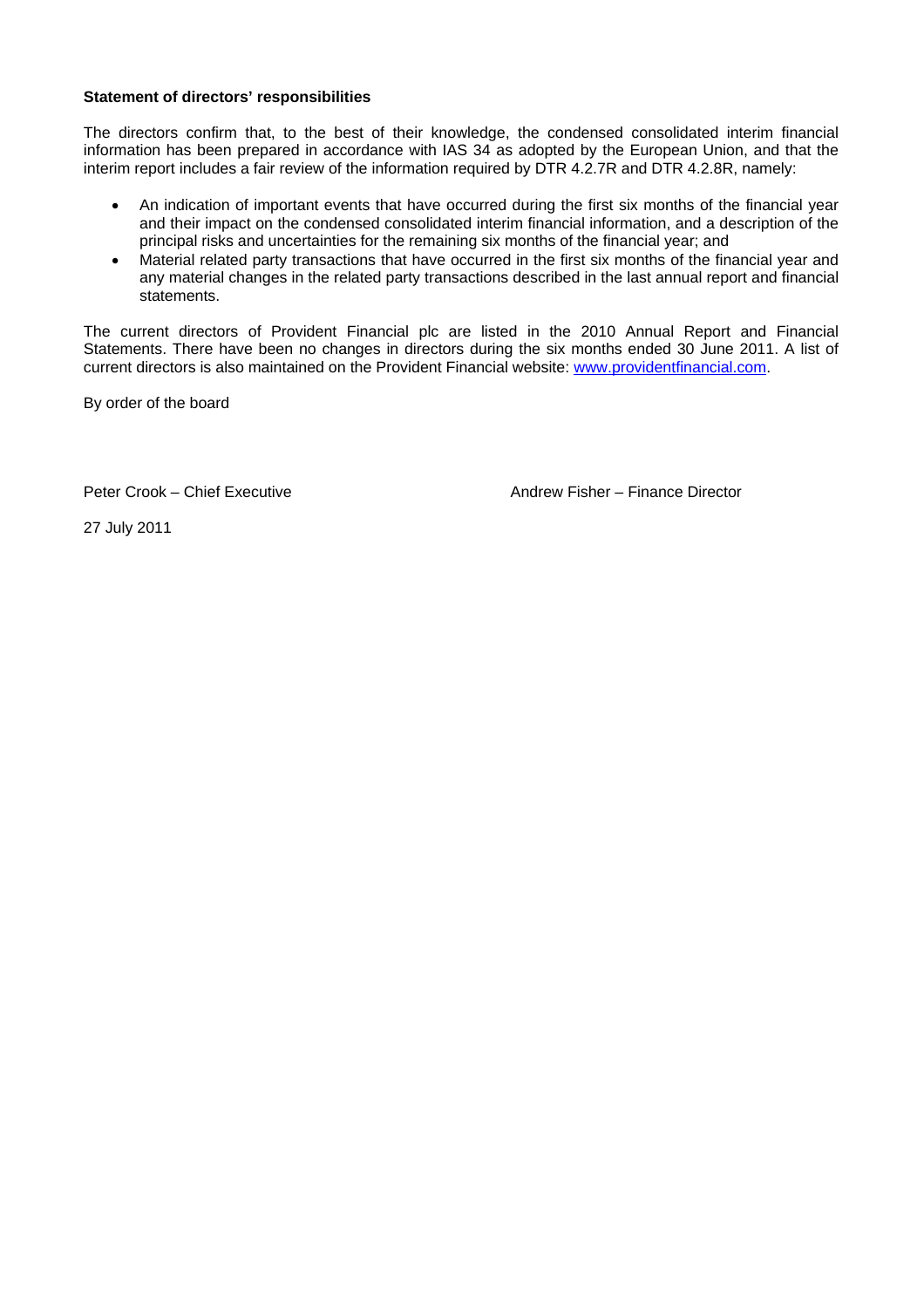**Statement of directors' responsibilities**

The directors confirm that, to the best of their knowledge, the condensed consolidated interim financial information has been prepared in accordance with IAS 34 as adopted by the European Union, and that the interim report includes a fair review of the information required by DTR 4.2.7R and DTR 4.2.8R, namely:

- An indication of important events that have occurred during the first six months of the financial year and their impact on the condensed consolidated interim financial information, and a description of the principal risks and uncertainties for the remaining six months of the financial year; and
- Material related party transactions that have occurred in the first six months of the financial year and any material changes in the related party transactions described in the last annual report and financial statements.

The current directors of Provident Financial plc are listed in the 2010 Annual Report and Financial Statements. There have been no changes in directors during the six months ended 30 June 2011. A list of current directors is also maintained on the Provident Financial website: www.providentfinancial.com.

By order of the board

Peter Crook – Chief Executive

Andrew Fisher – Finance Director

27 July 2011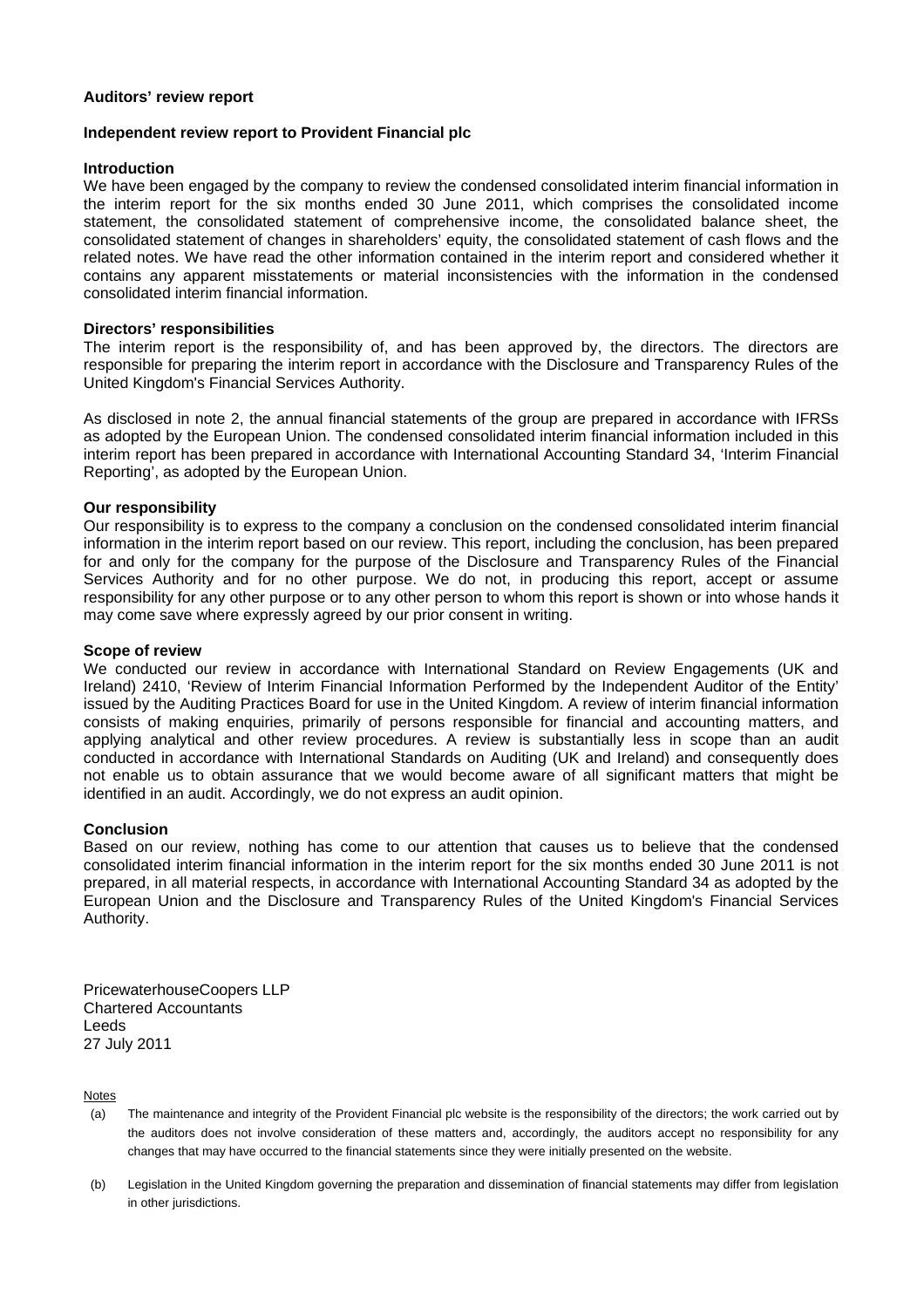## Auditors' review report

### Independent review report to Provident Financial plc

**Introduction**

We have been engaged by the company to review the condensed consolidated interim financial information in the interim report for the six months ended 30 June 2011, which comprises the consolidated income statement, the consolidated statement of comprehensive income, the consolidated balance sheet, the consolidated statement of changes in shareholders' equity, the consolidated statement of cash flows and the related notes. We have read the other information contained in the interim report and considered whether it contains any apparent misstatements or material inconsistencies with the information in the condensed consolidated interim financial information.

**Directors' responsibilities**

The interim report is the responsibility of, and has been approved by, the directors. The directors are responsible for preparing the interim report in accordance with the Disclosure and Transparency Rules of the United Kingdom's Financial Services Authority.

As disclosed in note 2, the annual financial statements of the group are prepared in accordance with IFRSs as adopted by the European Union. The condensed consolidated interim financial information included in this interim report has been prepared in accordance with International Accounting Standard 34, 'Interim Financial Reporting', as adopted by the European Union.

**Our responsibility**

Our responsibility is to express to the company a conclusion on the condensed consolidated interim financial information in the interim report based on our review. This report, including the conclusion, has been prepared for and only for the company for the purpose of the Disclosure and Transparency Rules of the Financial Services Authority and for no other purpose. We do not, in producing this report, accept or assume responsibility for any other purpose or to any other person to whom this report is shown or into whose hands it may come save where expressly agreed by our prior consent in writing.

**Scope of review**

We conducted our review in accordance with International Standard on Review Engagements (UK and Ireland) 2410, 'Review of Interim Financial Information Performed by the Independent Auditor of the Entity' issued by the Auditing Practices Board for use in the United Kingdom. A review of interim financial information consists of making enquiries, primarily of persons responsible for financial and accounting matters, and applying analytical and other review procedures. A review is substantially less in scope than an audit conducted in accordance with International Standards on Auditing (UK and Ireland) and consequently does not enable us to obtain assurance that we would become aware of all significant matters that might be identified in an audit. Accordingly, we do not express an audit opinion.

**Conclusion**

Based on our review, nothing has come to our attention that causes us to believe that the condensed consolidated interim financial information in the interim report for the six months ended 30 June 2011 is not prepared, in all material respects, in accordance with International Accounting Standard 34 as adopted by the European Union and the Disclosure and Transparency Rules of the United Kingdom's Financial Services Authority.

PricewaterhouseCoopers LLP
Chartered Accountants
Leeds
27 July 2011

Notes

(a) The maintenance and integrity of the Provident Financial plc website is the responsibility of the directors; the work carried out by the auditors does not involve consideration of these matters and, accordingly, the auditors accept no responsibility for any changes that may have occurred to the financial statements since they were initially presented on the website.

(b) Legislation in the United Kingdom governing the preparation and dissemination of financial statements may differ from legislation in other jurisdictions.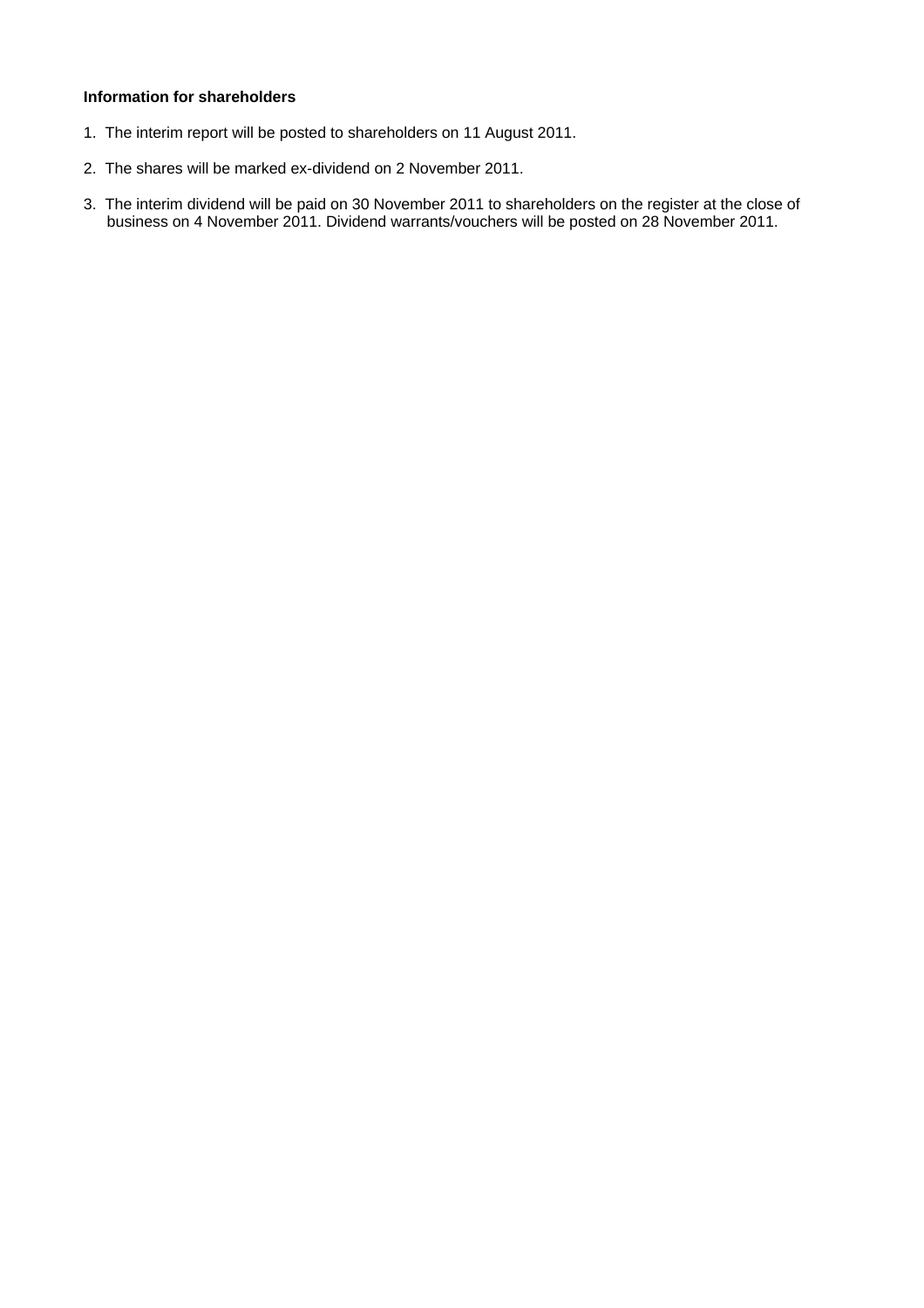**Information for shareholders**

1. The interim report will be posted to shareholders on 11 August 2011.
2. The shares will be marked ex-dividend on 2 November 2011.
3. The interim dividend will be paid on 30 November 2011 to shareholders on the register at the close of business on 4 November 2011. Dividend warrants/vouchers will be posted on 28 November 2011.